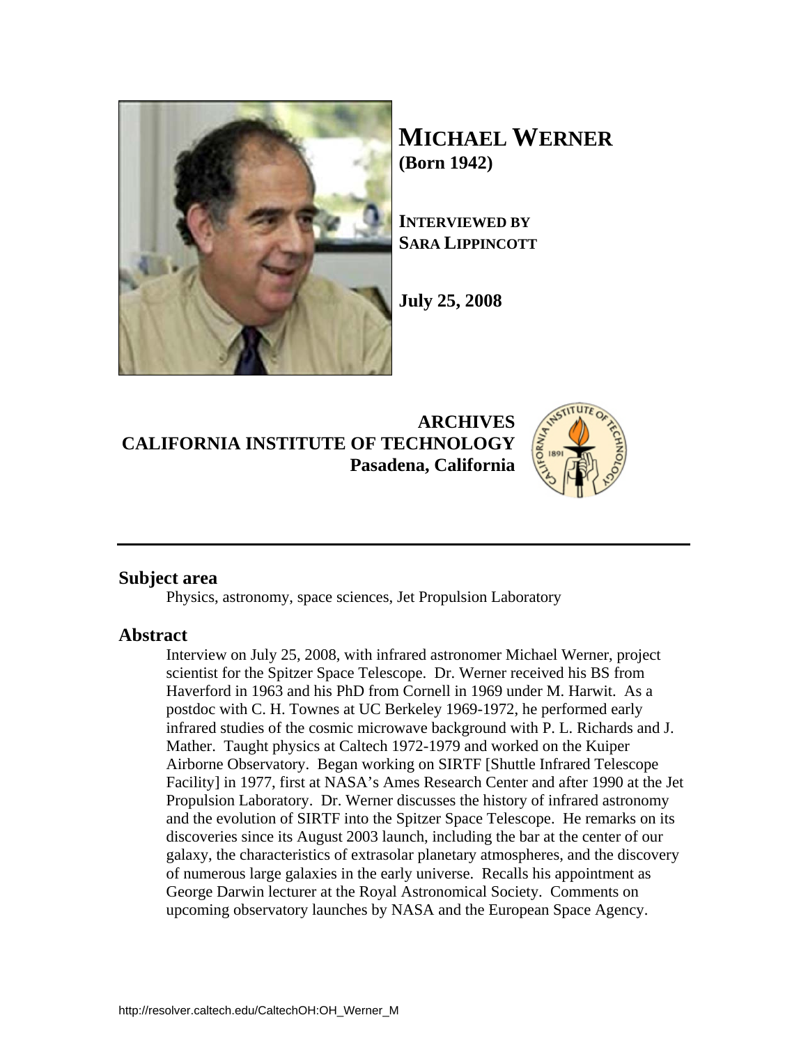# MICHAEL WERNER
**(Born 1942)**

**INTERVIEWED BY**
**SARA LIPPINCOTT**

**July 25, 2008**

**ARCHIVES**
**CALIFORNIA INSTITUTE OF TECHNOLOGY**
**Pasadena, California**

---

## Subject area

Physics, astronomy, space sciences, Jet Propulsion Laboratory

## Abstract

Interview on July 25, 2008, with infrared astronomer Michael Werner, project scientist for the Spitzer Space Telescope. Dr. Werner received his BS from Haverford in 1963 and his PhD from Cornell in 1969 under M. Harwit. As a postdoc with C. H. Townes at UC Berkeley 1969-1972, he performed early infrared studies of the cosmic microwave background with P. L. Richards and J. Mather. Taught physics at Caltech 1972-1979 and worked on the Kuiper Airborne Observatory. Began working on SIRTF [Shuttle Infrared Telescope Facility] in 1977, first at NASA's Ames Research Center and after 1990 at the Jet Propulsion Laboratory. Dr. Werner discusses the history of infrared astronomy and the evolution of SIRTF into the Spitzer Space Telescope. He remarks on its discoveries since its August 2003 launch, including the bar at the center of our galaxy, the characteristics of extrasolar planetary atmospheres, and the discovery of numerous large galaxies in the early universe. Recalls his appointment as George Darwin lecturer at the Royal Astronomical Society. Comments on upcoming observatory launches by NASA and the European Space Agency.

http://resolver.caltech.edu/CaltechOH:OH_Werner_M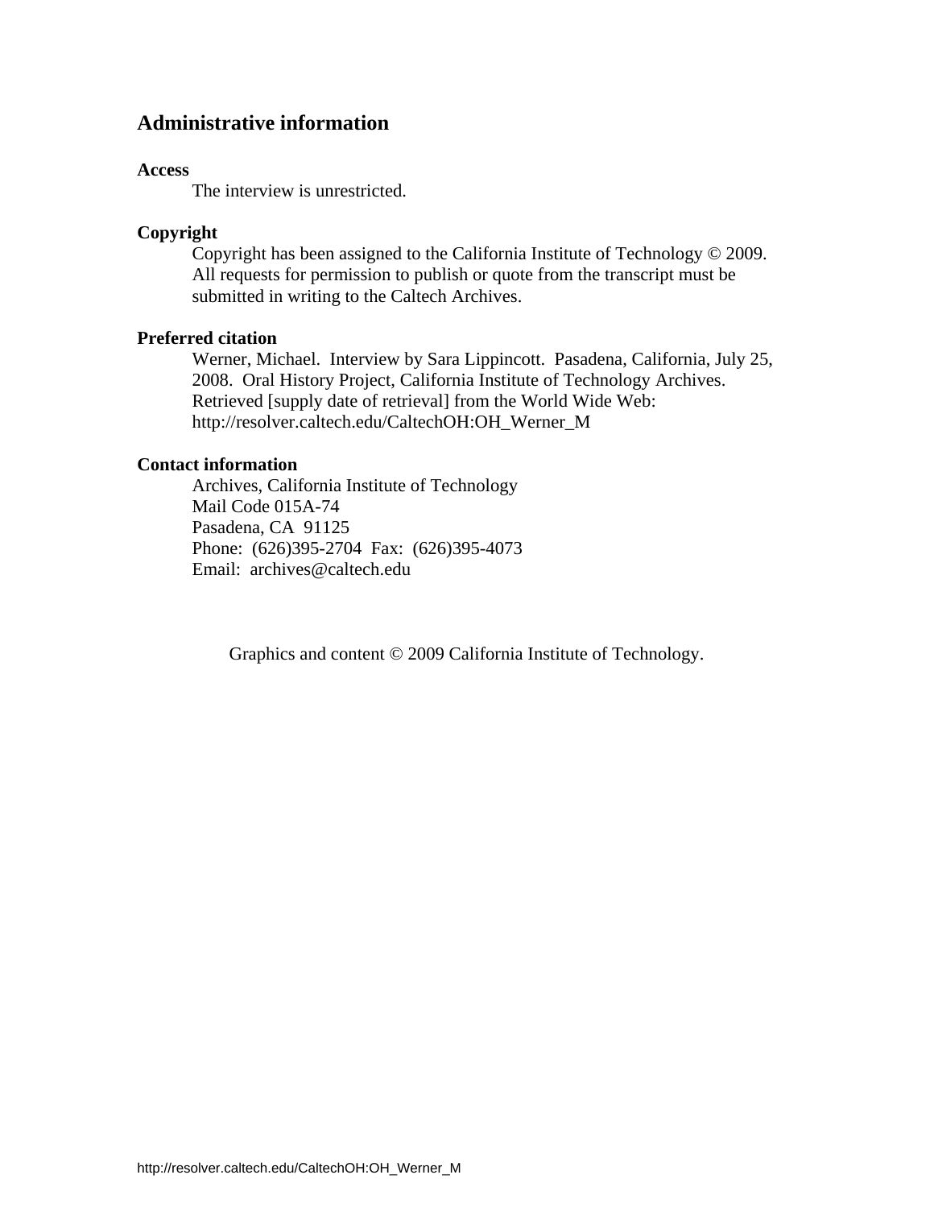## Administrative information

**Access**

The interview is unrestricted.

**Copyright**

Copyright has been assigned to the California Institute of Technology © 2009. All requests for permission to publish or quote from the transcript must be submitted in writing to the Caltech Archives.

**Preferred citation**

Werner, Michael. Interview by Sara Lippincott. Pasadena, California, July 25, 2008. Oral History Project, California Institute of Technology Archives. Retrieved [supply date of retrieval] from the World Wide Web: http://resolver.caltech.edu/CaltechOH:OH_Werner_M

**Contact information**

Archives, California Institute of Technology
Mail Code 015A-74
Pasadena, CA 91125
Phone: (626)395-2704 Fax: (626)395-4073
Email: archives@caltech.edu

Graphics and content © 2009 California Institute of Technology.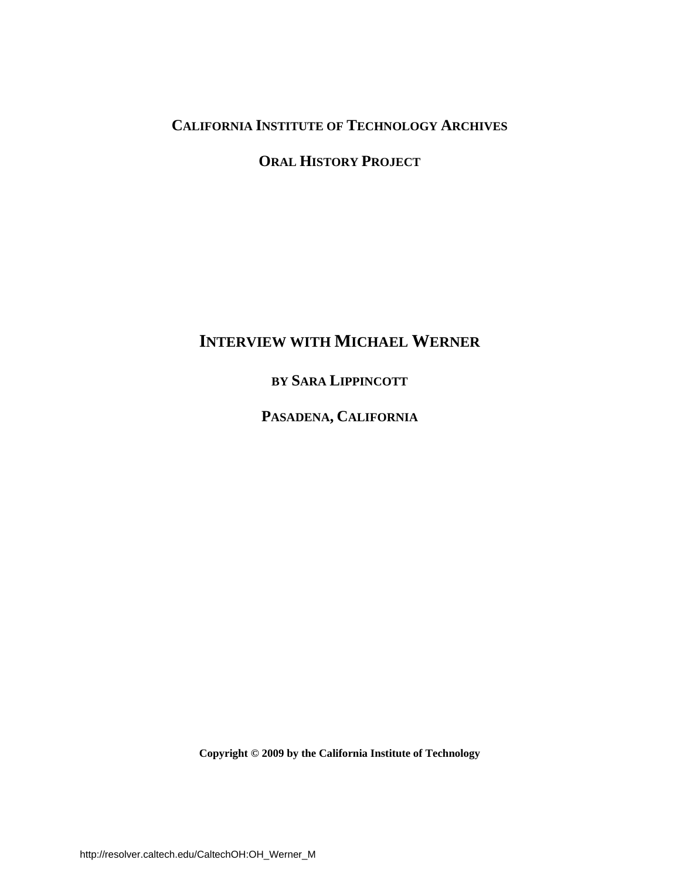# California Institute of Technology Archives

## Oral History Project

# Interview with Michael Werner

## by Sara Lippincott

## Pasadena, California

**Copyright © 2009 by the California Institute of Technology**

http://resolver.caltech.edu/CaltechOH:OH_Werner_M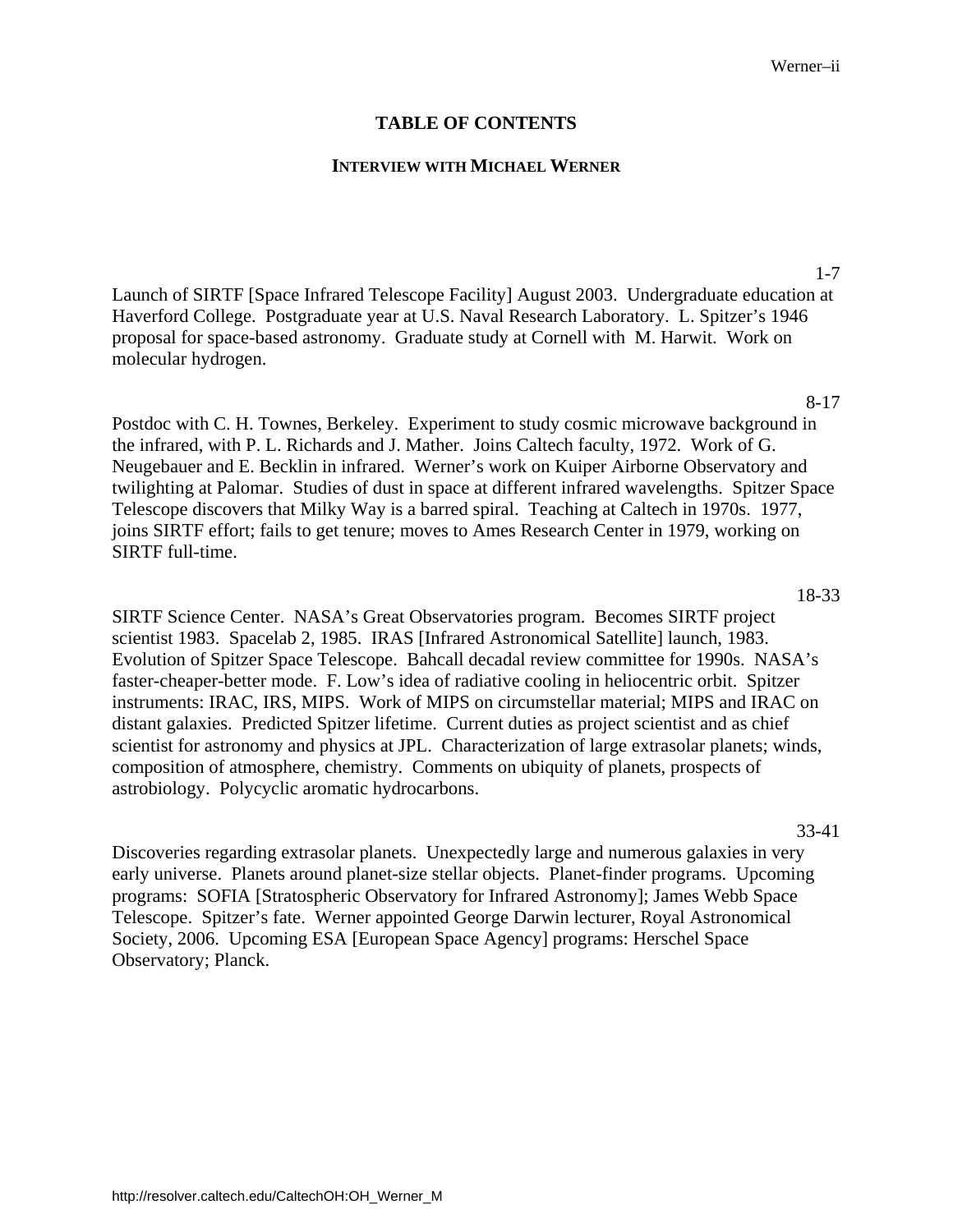# TABLE OF CONTENTS

## INTERVIEW WITH MICHAEL WERNER

1-7

Launch of SIRTF [Space Infrared Telescope Facility] August 2003. Undergraduate education at Haverford College. Postgraduate year at U.S. Naval Research Laboratory. L. Spitzer's 1946 proposal for space-based astronomy. Graduate study at Cornell with M. Harwit. Work on molecular hydrogen.

8-17

Postdoc with C. H. Townes, Berkeley. Experiment to study cosmic microwave background in the infrared, with P. L. Richards and J. Mather. Joins Caltech faculty, 1972. Work of G. Neugebauer and E. Becklin in infrared. Werner's work on Kuiper Airborne Observatory and twilighting at Palomar. Studies of dust in space at different infrared wavelengths. Spitzer Space Telescope discovers that Milky Way is a barred spiral. Teaching at Caltech in 1970s. 1977, joins SIRTF effort; fails to get tenure; moves to Ames Research Center in 1979, working on SIRTF full-time.

18-33

SIRTF Science Center. NASA's Great Observatories program. Becomes SIRTF project scientist 1983. Spacelab 2, 1985. IRAS [Infrared Astronomical Satellite] launch, 1983. Evolution of Spitzer Space Telescope. Bahcall decadal review committee for 1990s. NASA's faster-cheaper-better mode. F. Low's idea of radiative cooling in heliocentric orbit. Spitzer instruments: IRAC, IRS, MIPS. Work of MIPS on circumstellar material; MIPS and IRAC on distant galaxies. Predicted Spitzer lifetime. Current duties as project scientist and as chief scientist for astronomy and physics at JPL. Characterization of large extrasolar planets; winds, composition of atmosphere, chemistry. Comments on ubiquity of planets, prospects of astrobiology. Polycyclic aromatic hydrocarbons.

33-41

Discoveries regarding extrasolar planets. Unexpectedly large and numerous galaxies in very early universe. Planets around planet-size stellar objects. Planet-finder programs. Upcoming programs: SOFIA [Stratospheric Observatory for Infrared Astronomy]; James Webb Space Telescope. Spitzer's fate. Werner appointed George Darwin lecturer, Royal Astronomical Society, 2006. Upcoming ESA [European Space Agency] programs: Herschel Space Observatory; Planck.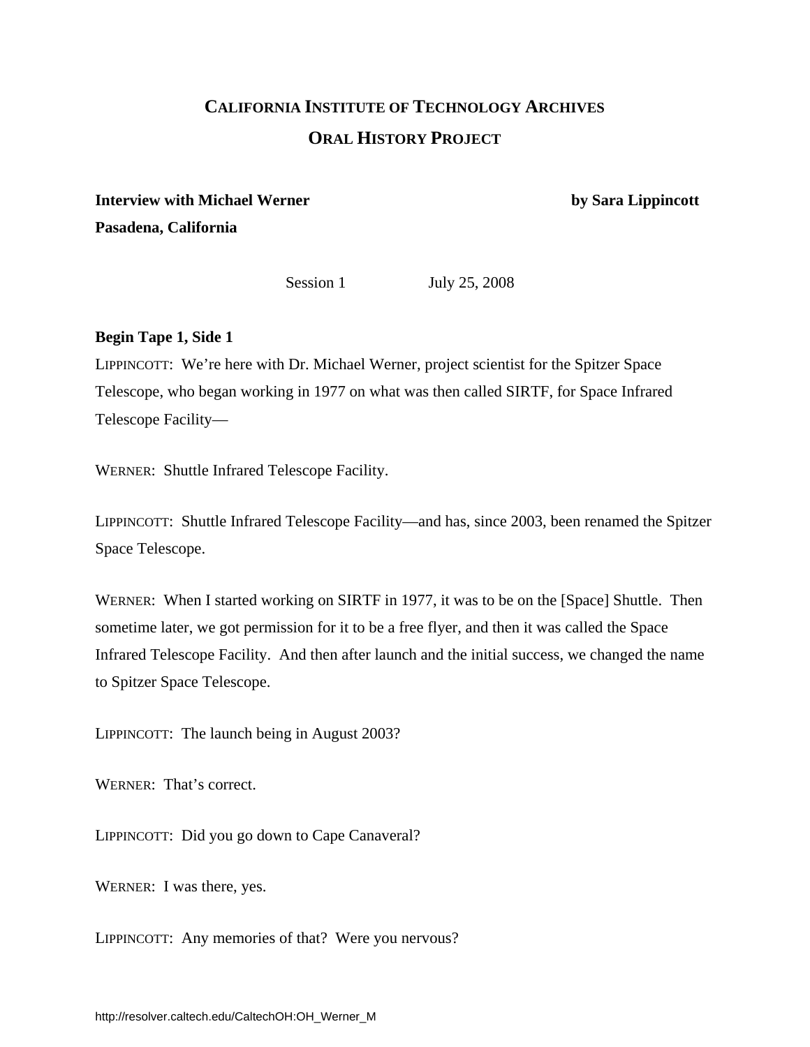# CALIFORNIA INSTITUTE OF TECHNOLOGY ARCHIVES

## ORAL HISTORY PROJECT

**Interview with Michael Werner** **by Sara Lippincott**

**Pasadena, California**

Session 1 July 25, 2008

**Begin Tape 1, Side 1**

LIPPINCOTT: We're here with Dr. Michael Werner, project scientist for the Spitzer Space Telescope, who began working in 1977 on what was then called SIRTF, for Space Infrared Telescope Facility—

WERNER: Shuttle Infrared Telescope Facility.

LIPPINCOTT: Shuttle Infrared Telescope Facility—and has, since 2003, been renamed the Spitzer Space Telescope.

WERNER: When I started working on SIRTF in 1977, it was to be on the [Space] Shuttle. Then sometime later, we got permission for it to be a free flyer, and then it was called the Space Infrared Telescope Facility. And then after launch and the initial success, we changed the name to Spitzer Space Telescope.

LIPPINCOTT: The launch being in August 2003?

WERNER: That's correct.

LIPPINCOTT: Did you go down to Cape Canaveral?

WERNER: I was there, yes.

LIPPINCOTT: Any memories of that? Were you nervous?

http://resolver.caltech.edu/CaltechOH:OH_Werner_M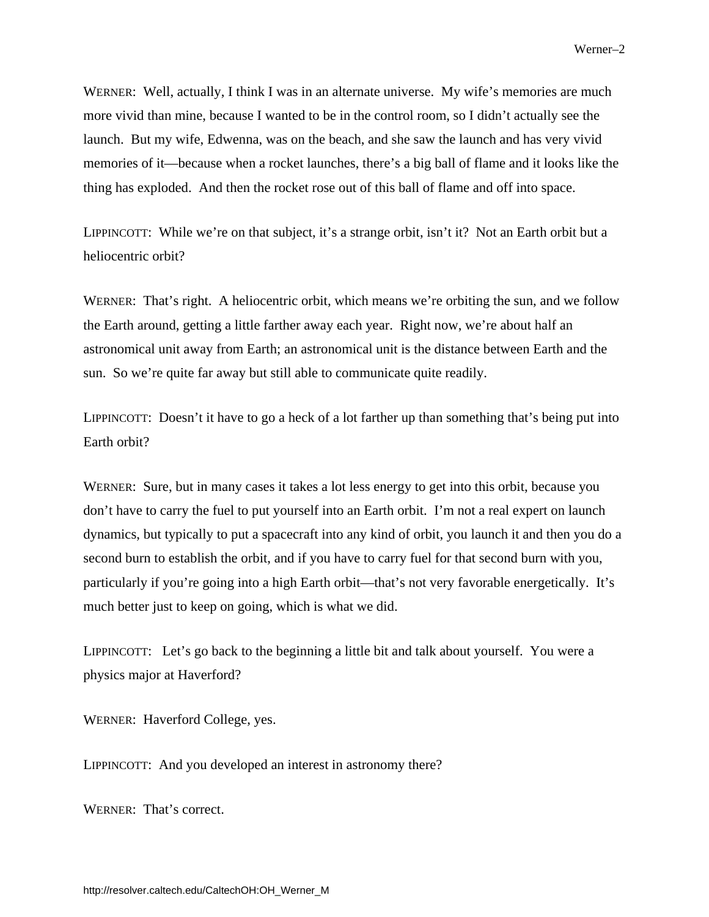WERNER: Well, actually, I think I was in an alternate universe. My wife's memories are much more vivid than mine, because I wanted to be in the control room, so I didn't actually see the launch. But my wife, Edwenna, was on the beach, and she saw the launch and has very vivid memories of it—because when a rocket launches, there's a big ball of flame and it looks like the thing has exploded. And then the rocket rose out of this ball of flame and off into space.

LIPPINCOTT: While we're on that subject, it's a strange orbit, isn't it? Not an Earth orbit but a heliocentric orbit?

WERNER: That's right. A heliocentric orbit, which means we're orbiting the sun, and we follow the Earth around, getting a little farther away each year. Right now, we're about half an astronomical unit away from Earth; an astronomical unit is the distance between Earth and the sun. So we're quite far away but still able to communicate quite readily.

LIPPINCOTT: Doesn't it have to go a heck of a lot farther up than something that's being put into Earth orbit?

WERNER: Sure, but in many cases it takes a lot less energy to get into this orbit, because you don't have to carry the fuel to put yourself into an Earth orbit. I'm not a real expert on launch dynamics, but typically to put a spacecraft into any kind of orbit, you launch it and then you do a second burn to establish the orbit, and if you have to carry fuel for that second burn with you, particularly if you're going into a high Earth orbit—that's not very favorable energetically. It's much better just to keep on going, which is what we did.

LIPPINCOTT: Let's go back to the beginning a little bit and talk about yourself. You were a physics major at Haverford?

WERNER: Haverford College, yes.

LIPPINCOTT: And you developed an interest in astronomy there?

WERNER: That's correct.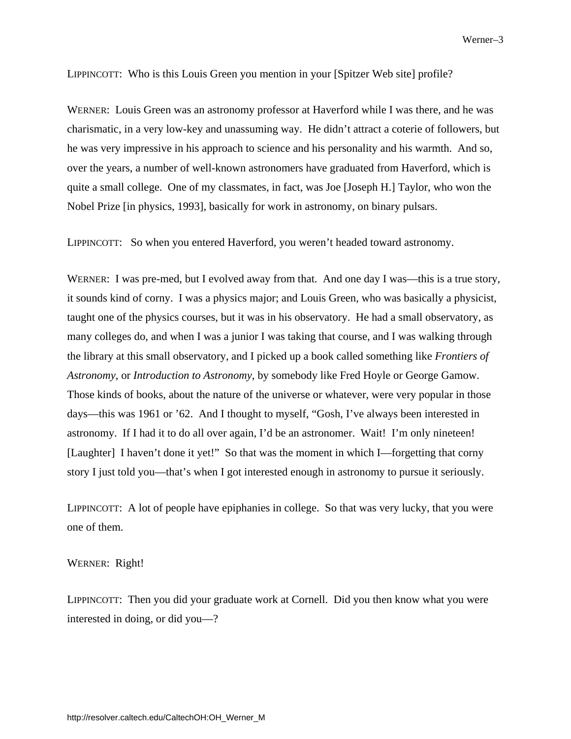LIPPINCOTT: Who is this Louis Green you mention in your [Spitzer Web site] profile?

WERNER: Louis Green was an astronomy professor at Haverford while I was there, and he was charismatic, in a very low-key and unassuming way. He didn't attract a coterie of followers, but he was very impressive in his approach to science and his personality and his warmth. And so, over the years, a number of well-known astronomers have graduated from Haverford, which is quite a small college. One of my classmates, in fact, was Joe [Joseph H.] Taylor, who won the Nobel Prize [in physics, 1993], basically for work in astronomy, on binary pulsars.

LIPPINCOTT: So when you entered Haverford, you weren't headed toward astronomy.

WERNER: I was pre-med, but I evolved away from that. And one day I was—this is a true story, it sounds kind of corny. I was a physics major; and Louis Green, who was basically a physicist, taught one of the physics courses, but it was in his observatory. He had a small observatory, as many colleges do, and when I was a junior I was taking that course, and I was walking through the library at this small observatory, and I picked up a book called something like *Frontiers of Astronomy*, or *Introduction to Astronomy*, by somebody like Fred Hoyle or George Gamow. Those kinds of books, about the nature of the universe or whatever, were very popular in those days—this was 1961 or '62. And I thought to myself, "Gosh, I've always been interested in astronomy. If I had it to do all over again, I'd be an astronomer. Wait! I'm only nineteen! [Laughter] I haven't done it yet!" So that was the moment in which I—forgetting that corny story I just told you—that's when I got interested enough in astronomy to pursue it seriously.

LIPPINCOTT: A lot of people have epiphanies in college. So that was very lucky, that you were one of them.

WERNER: Right!

LIPPINCOTT: Then you did your graduate work at Cornell. Did you then know what you were interested in doing, or did you—?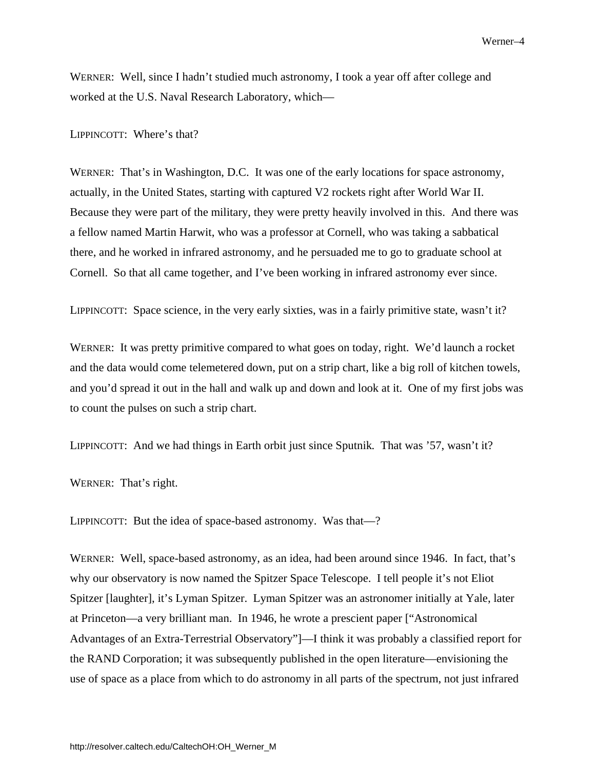WERNER: Well, since I hadn't studied much astronomy, I took a year off after college and worked at the U.S. Naval Research Laboratory, which—

LIPPINCOTT: Where's that?

WERNER: That's in Washington, D.C. It was one of the early locations for space astronomy, actually, in the United States, starting with captured V2 rockets right after World War II. Because they were part of the military, they were pretty heavily involved in this. And there was a fellow named Martin Harwit, who was a professor at Cornell, who was taking a sabbatical there, and he worked in infrared astronomy, and he persuaded me to go to graduate school at Cornell. So that all came together, and I've been working in infrared astronomy ever since.

LIPPINCOTT: Space science, in the very early sixties, was in a fairly primitive state, wasn't it?

WERNER: It was pretty primitive compared to what goes on today, right. We'd launch a rocket and the data would come telemetered down, put on a strip chart, like a big roll of kitchen towels, and you'd spread it out in the hall and walk up and down and look at it. One of my first jobs was to count the pulses on such a strip chart.

LIPPINCOTT: And we had things in Earth orbit just since Sputnik. That was '57, wasn't it?

WERNER: That's right.

LIPPINCOTT: But the idea of space-based astronomy. Was that—?

WERNER: Well, space-based astronomy, as an idea, had been around since 1946. In fact, that's why our observatory is now named the Spitzer Space Telescope. I tell people it's not Eliot Spitzer [laughter], it's Lyman Spitzer. Lyman Spitzer was an astronomer initially at Yale, later at Princeton—a very brilliant man. In 1946, he wrote a prescient paper ["Astronomical Advantages of an Extra-Terrestrial Observatory"]—I think it was probably a classified report for the RAND Corporation; it was subsequently published in the open literature—envisioning the use of space as a place from which to do astronomy in all parts of the spectrum, not just infrared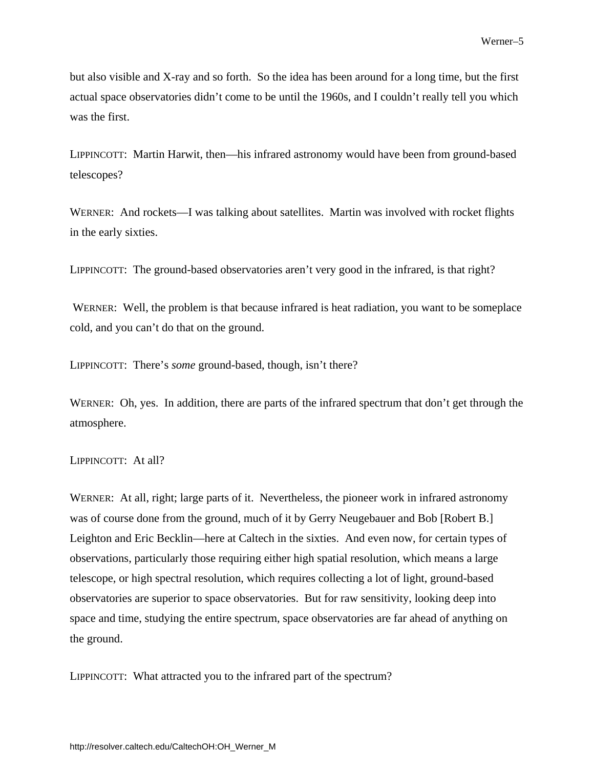but also visible and X-ray and so forth. So the idea has been around for a long time, but the first actual space observatories didn't come to be until the 1960s, and I couldn't really tell you which was the first.

LIPPINCOTT: Martin Harwit, then—his infrared astronomy would have been from ground-based telescopes?

WERNER: And rockets—I was talking about satellites. Martin was involved with rocket flights in the early sixties.

LIPPINCOTT: The ground-based observatories aren't very good in the infrared, is that right?

WERNER: Well, the problem is that because infrared is heat radiation, you want to be someplace cold, and you can't do that on the ground.

LIPPINCOTT: There's *some* ground-based, though, isn't there?

WERNER: Oh, yes. In addition, there are parts of the infrared spectrum that don't get through the atmosphere.

LIPPINCOTT: At all?

WERNER: At all, right; large parts of it. Nevertheless, the pioneer work in infrared astronomy was of course done from the ground, much of it by Gerry Neugebauer and Bob [Robert B.] Leighton and Eric Becklin—here at Caltech in the sixties. And even now, for certain types of observations, particularly those requiring either high spatial resolution, which means a large telescope, or high spectral resolution, which requires collecting a lot of light, ground-based observatories are superior to space observatories. But for raw sensitivity, looking deep into space and time, studying the entire spectrum, space observatories are far ahead of anything on the ground.

LIPPINCOTT: What attracted you to the infrared part of the spectrum?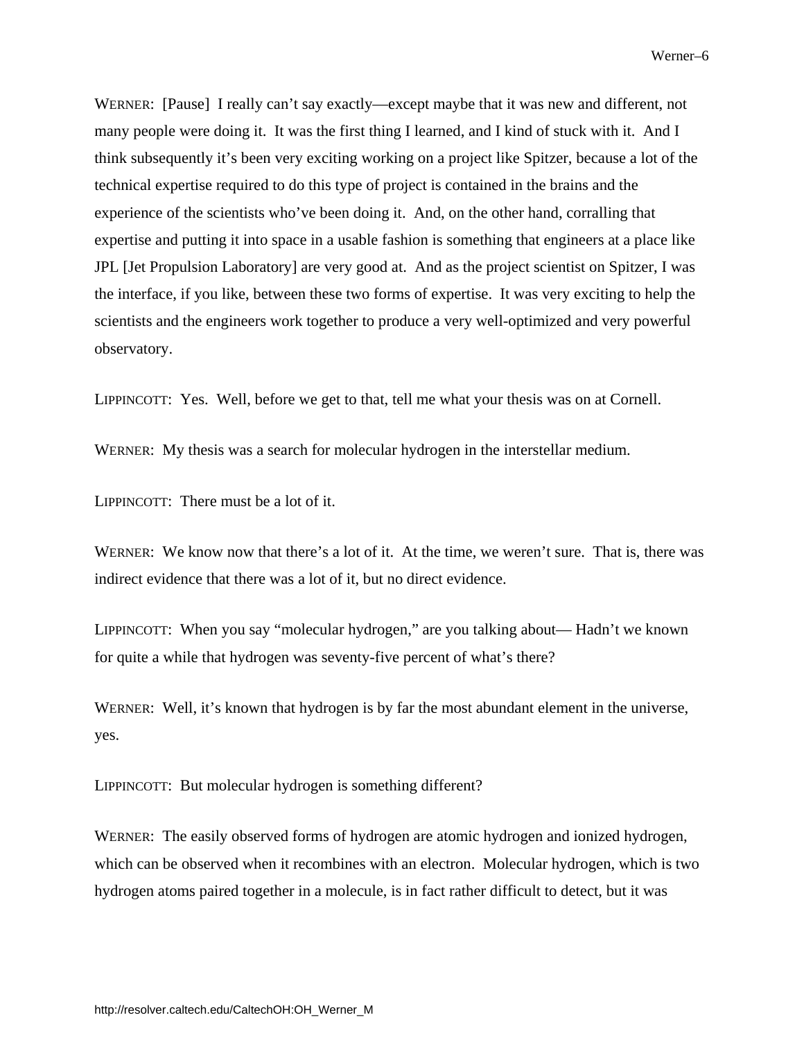WERNER: [Pause] I really can't say exactly—except maybe that it was new and different, not many people were doing it. It was the first thing I learned, and I kind of stuck with it. And I think subsequently it's been very exciting working on a project like Spitzer, because a lot of the technical expertise required to do this type of project is contained in the brains and the experience of the scientists who've been doing it. And, on the other hand, corralling that expertise and putting it into space in a usable fashion is something that engineers at a place like JPL [Jet Propulsion Laboratory] are very good at. And as the project scientist on Spitzer, I was the interface, if you like, between these two forms of expertise. It was very exciting to help the scientists and the engineers work together to produce a very well-optimized and very powerful observatory.

LIPPINCOTT: Yes. Well, before we get to that, tell me what your thesis was on at Cornell.

WERNER: My thesis was a search for molecular hydrogen in the interstellar medium.

LIPPINCOTT: There must be a lot of it.

WERNER: We know now that there's a lot of it. At the time, we weren't sure. That is, there was indirect evidence that there was a lot of it, but no direct evidence.

LIPPINCOTT: When you say "molecular hydrogen," are you talking about— Hadn't we known for quite a while that hydrogen was seventy-five percent of what's there?

WERNER: Well, it's known that hydrogen is by far the most abundant element in the universe, yes.

LIPPINCOTT: But molecular hydrogen is something different?

WERNER: The easily observed forms of hydrogen are atomic hydrogen and ionized hydrogen, which can be observed when it recombines with an electron. Molecular hydrogen, which is two hydrogen atoms paired together in a molecule, is in fact rather difficult to detect, but it was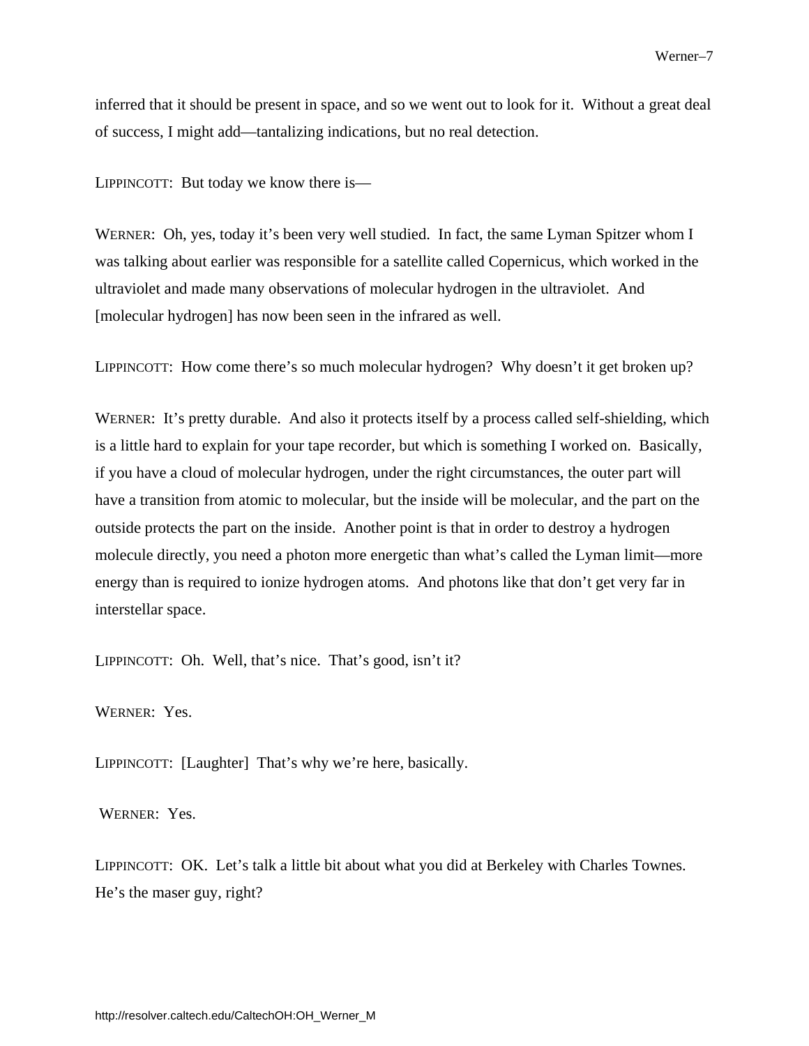inferred that it should be present in space, and so we went out to look for it. Without a great deal of success, I might add—tantalizing indications, but no real detection.

LIPPINCOTT: But today we know there is—

WERNER: Oh, yes, today it's been very well studied. In fact, the same Lyman Spitzer whom I was talking about earlier was responsible for a satellite called Copernicus, which worked in the ultraviolet and made many observations of molecular hydrogen in the ultraviolet. And [molecular hydrogen] has now been seen in the infrared as well.

LIPPINCOTT: How come there's so much molecular hydrogen? Why doesn't it get broken up?

WERNER: It's pretty durable. And also it protects itself by a process called self-shielding, which is a little hard to explain for your tape recorder, but which is something I worked on. Basically, if you have a cloud of molecular hydrogen, under the right circumstances, the outer part will have a transition from atomic to molecular, but the inside will be molecular, and the part on the outside protects the part on the inside. Another point is that in order to destroy a hydrogen molecule directly, you need a photon more energetic than what's called the Lyman limit—more energy than is required to ionize hydrogen atoms. And photons like that don't get very far in interstellar space.

LIPPINCOTT: Oh. Well, that's nice. That's good, isn't it?

WERNER: Yes.

LIPPINCOTT: [Laughter] That's why we're here, basically.

WERNER: Yes.

LIPPINCOTT: OK. Let's talk a little bit about what you did at Berkeley with Charles Townes. He's the maser guy, right?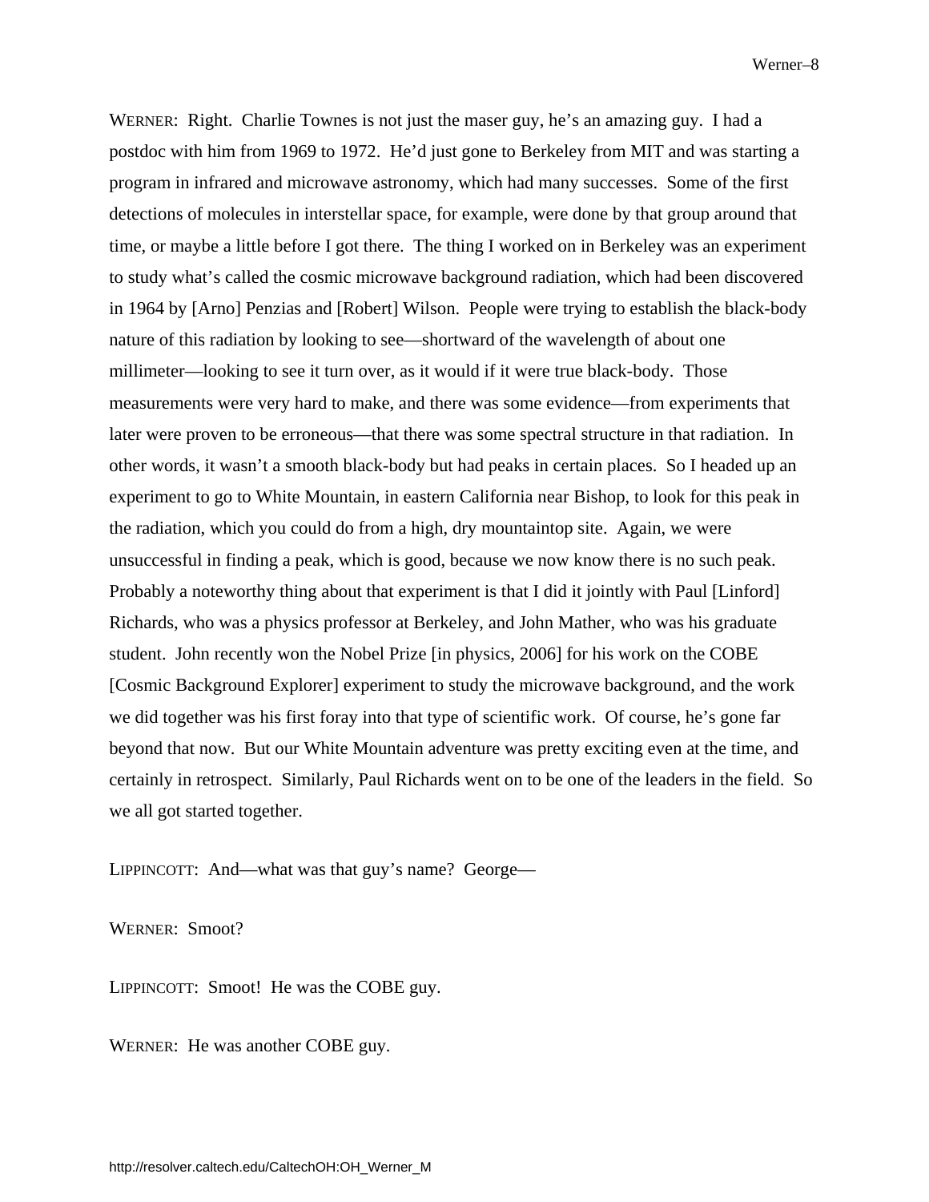WERNER: Right. Charlie Townes is not just the maser guy, he's an amazing guy. I had a postdoc with him from 1969 to 1972. He'd just gone to Berkeley from MIT and was starting a program in infrared and microwave astronomy, which had many successes. Some of the first detections of molecules in interstellar space, for example, were done by that group around that time, or maybe a little before I got there. The thing I worked on in Berkeley was an experiment to study what's called the cosmic microwave background radiation, which had been discovered in 1964 by [Arno] Penzias and [Robert] Wilson. People were trying to establish the black-body nature of this radiation by looking to see—shortward of the wavelength of about one millimeter—looking to see it turn over, as it would if it were true black-body. Those measurements were very hard to make, and there was some evidence—from experiments that later were proven to be erroneous—that there was some spectral structure in that radiation. In other words, it wasn't a smooth black-body but had peaks in certain places. So I headed up an experiment to go to White Mountain, in eastern California near Bishop, to look for this peak in the radiation, which you could do from a high, dry mountaintop site. Again, we were unsuccessful in finding a peak, which is good, because we now know there is no such peak. Probably a noteworthy thing about that experiment is that I did it jointly with Paul [Linford] Richards, who was a physics professor at Berkeley, and John Mather, who was his graduate student. John recently won the Nobel Prize [in physics, 2006] for his work on the COBE [Cosmic Background Explorer] experiment to study the microwave background, and the work we did together was his first foray into that type of scientific work. Of course, he's gone far beyond that now. But our White Mountain adventure was pretty exciting even at the time, and certainly in retrospect. Similarly, Paul Richards went on to be one of the leaders in the field. So we all got started together.

LIPPINCOTT: And—what was that guy's name? George—

WERNER: Smoot?

LIPPINCOTT: Smoot! He was the COBE guy.

WERNER: He was another COBE guy.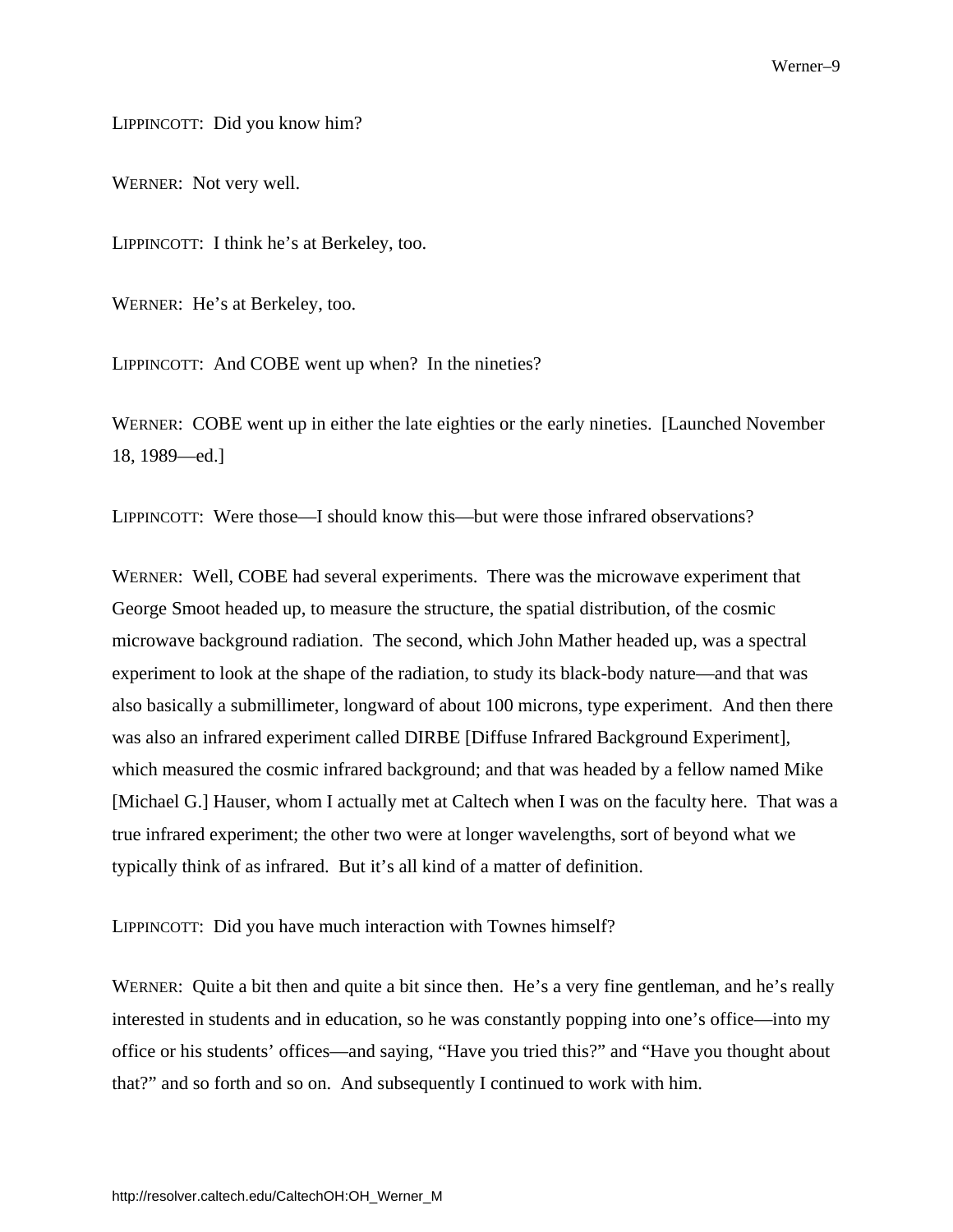LIPPINCOTT: Did you know him?

WERNER: Not very well.

LIPPINCOTT: I think he's at Berkeley, too.

WERNER: He's at Berkeley, too.

LIPPINCOTT: And COBE went up when? In the nineties?

WERNER: COBE went up in either the late eighties or the early nineties. [Launched November 18, 1989—ed.]

LIPPINCOTT: Were those—I should know this—but were those infrared observations?

WERNER: Well, COBE had several experiments. There was the microwave experiment that George Smoot headed up, to measure the structure, the spatial distribution, of the cosmic microwave background radiation. The second, which John Mather headed up, was a spectral experiment to look at the shape of the radiation, to study its black-body nature—and that was also basically a submillimeter, longward of about 100 microns, type experiment. And then there was also an infrared experiment called DIRBE [Diffuse Infrared Background Experiment], which measured the cosmic infrared background; and that was headed by a fellow named Mike [Michael G.] Hauser, whom I actually met at Caltech when I was on the faculty here. That was a true infrared experiment; the other two were at longer wavelengths, sort of beyond what we typically think of as infrared. But it's all kind of a matter of definition.

LIPPINCOTT: Did you have much interaction with Townes himself?

WERNER: Quite a bit then and quite a bit since then. He's a very fine gentleman, and he's really interested in students and in education, so he was constantly popping into one's office—into my office or his students' offices—and saying, "Have you tried this?" and "Have you thought about that?" and so forth and so on. And subsequently I continued to work with him.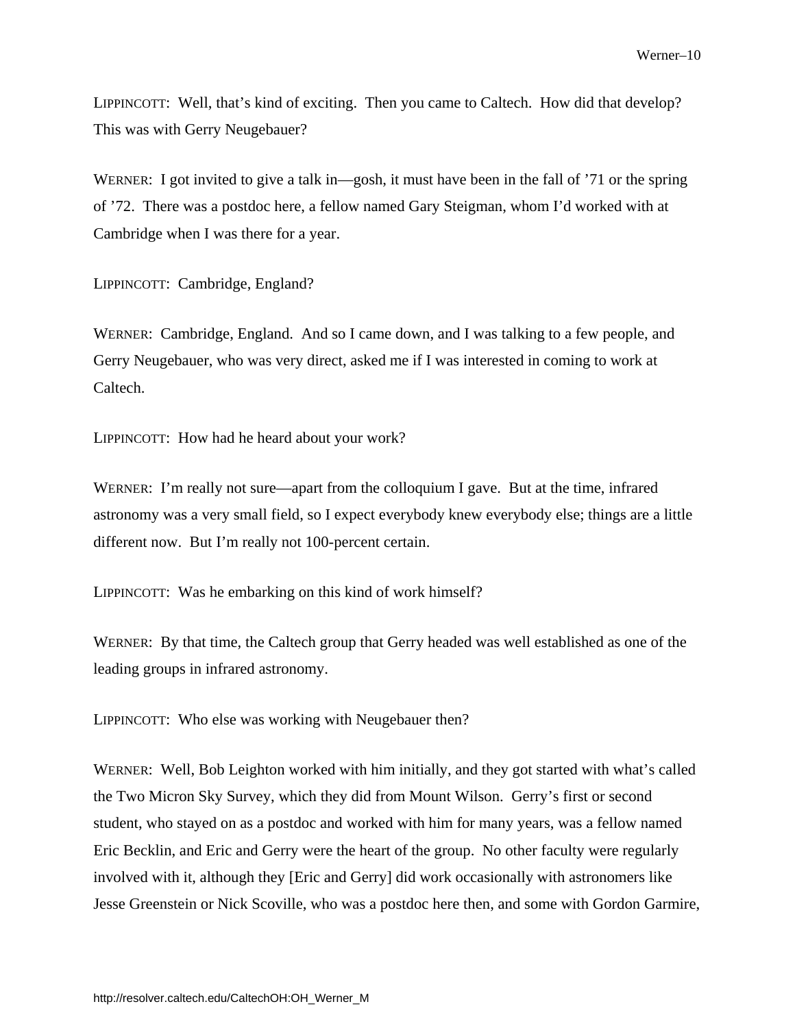LIPPINCOTT: Well, that's kind of exciting. Then you came to Caltech. How did that develop? This was with Gerry Neugebauer?

WERNER: I got invited to give a talk in—gosh, it must have been in the fall of '71 or the spring of '72. There was a postdoc here, a fellow named Gary Steigman, whom I'd worked with at Cambridge when I was there for a year.

LIPPINCOTT: Cambridge, England?

WERNER: Cambridge, England. And so I came down, and I was talking to a few people, and Gerry Neugebauer, who was very direct, asked me if I was interested in coming to work at Caltech.

LIPPINCOTT: How had he heard about your work?

WERNER: I'm really not sure—apart from the colloquium I gave. But at the time, infrared astronomy was a very small field, so I expect everybody knew everybody else; things are a little different now. But I'm really not 100-percent certain.

LIPPINCOTT: Was he embarking on this kind of work himself?

WERNER: By that time, the Caltech group that Gerry headed was well established as one of the leading groups in infrared astronomy.

LIPPINCOTT: Who else was working with Neugebauer then?

WERNER: Well, Bob Leighton worked with him initially, and they got started with what's called the Two Micron Sky Survey, which they did from Mount Wilson. Gerry's first or second student, who stayed on as a postdoc and worked with him for many years, was a fellow named Eric Becklin, and Eric and Gerry were the heart of the group. No other faculty were regularly involved with it, although they [Eric and Gerry] did work occasionally with astronomers like Jesse Greenstein or Nick Scoville, who was a postdoc here then, and some with Gordon Garmire,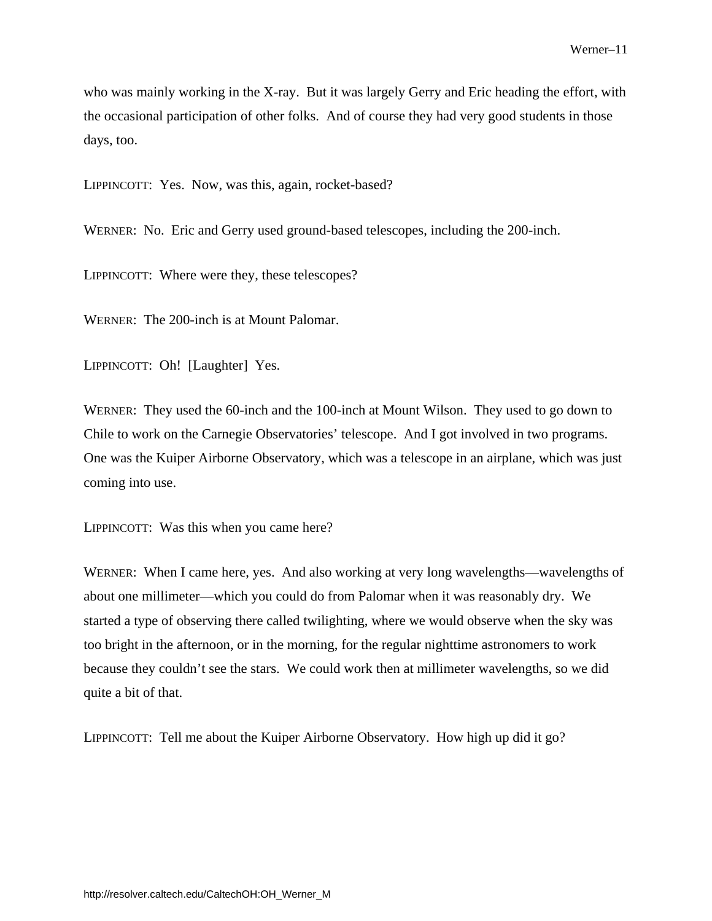who was mainly working in the X-ray. But it was largely Gerry and Eric heading the effort, with the occasional participation of other folks. And of course they had very good students in those days, too.

LIPPINCOTT: Yes. Now, was this, again, rocket-based?

WERNER: No. Eric and Gerry used ground-based telescopes, including the 200-inch.

LIPPINCOTT: Where were they, these telescopes?

WERNER: The 200-inch is at Mount Palomar.

LIPPINCOTT: Oh! [Laughter] Yes.

WERNER: They used the 60-inch and the 100-inch at Mount Wilson. They used to go down to Chile to work on the Carnegie Observatories' telescope. And I got involved in two programs. One was the Kuiper Airborne Observatory, which was a telescope in an airplane, which was just coming into use.

LIPPINCOTT: Was this when you came here?

WERNER: When I came here, yes. And also working at very long wavelengths—wavelengths of about one millimeter—which you could do from Palomar when it was reasonably dry. We started a type of observing there called twilighting, where we would observe when the sky was too bright in the afternoon, or in the morning, for the regular nighttime astronomers to work because they couldn't see the stars. We could work then at millimeter wavelengths, so we did quite a bit of that.

LIPPINCOTT: Tell me about the Kuiper Airborne Observatory. How high up did it go?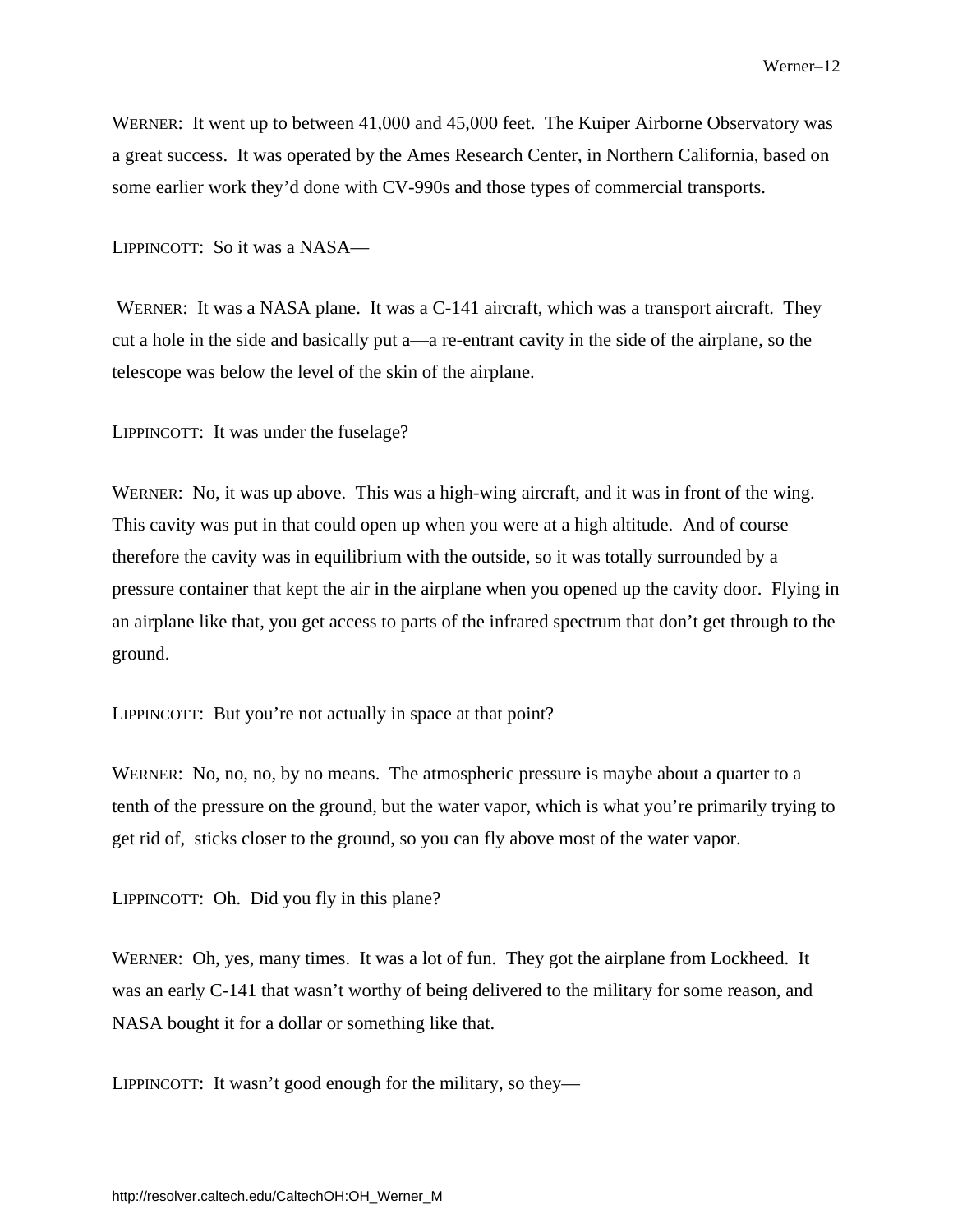WERNER: It went up to between 41,000 and 45,000 feet. The Kuiper Airborne Observatory was a great success. It was operated by the Ames Research Center, in Northern California, based on some earlier work they'd done with CV-990s and those types of commercial transports.

LIPPINCOTT: So it was a NASA—

WERNER: It was a NASA plane. It was a C-141 aircraft, which was a transport aircraft. They cut a hole in the side and basically put a—a re-entrant cavity in the side of the airplane, so the telescope was below the level of the skin of the airplane.

LIPPINCOTT: It was under the fuselage?

WERNER: No, it was up above. This was a high-wing aircraft, and it was in front of the wing. This cavity was put in that could open up when you were at a high altitude. And of course therefore the cavity was in equilibrium with the outside, so it was totally surrounded by a pressure container that kept the air in the airplane when you opened up the cavity door. Flying in an airplane like that, you get access to parts of the infrared spectrum that don't get through to the ground.

LIPPINCOTT: But you're not actually in space at that point?

WERNER: No, no, no, by no means. The atmospheric pressure is maybe about a quarter to a tenth of the pressure on the ground, but the water vapor, which is what you're primarily trying to get rid of, sticks closer to the ground, so you can fly above most of the water vapor.

LIPPINCOTT: Oh. Did you fly in this plane?

WERNER: Oh, yes, many times. It was a lot of fun. They got the airplane from Lockheed. It was an early C-141 that wasn't worthy of being delivered to the military for some reason, and NASA bought it for a dollar or something like that.

LIPPINCOTT: It wasn't good enough for the military, so they—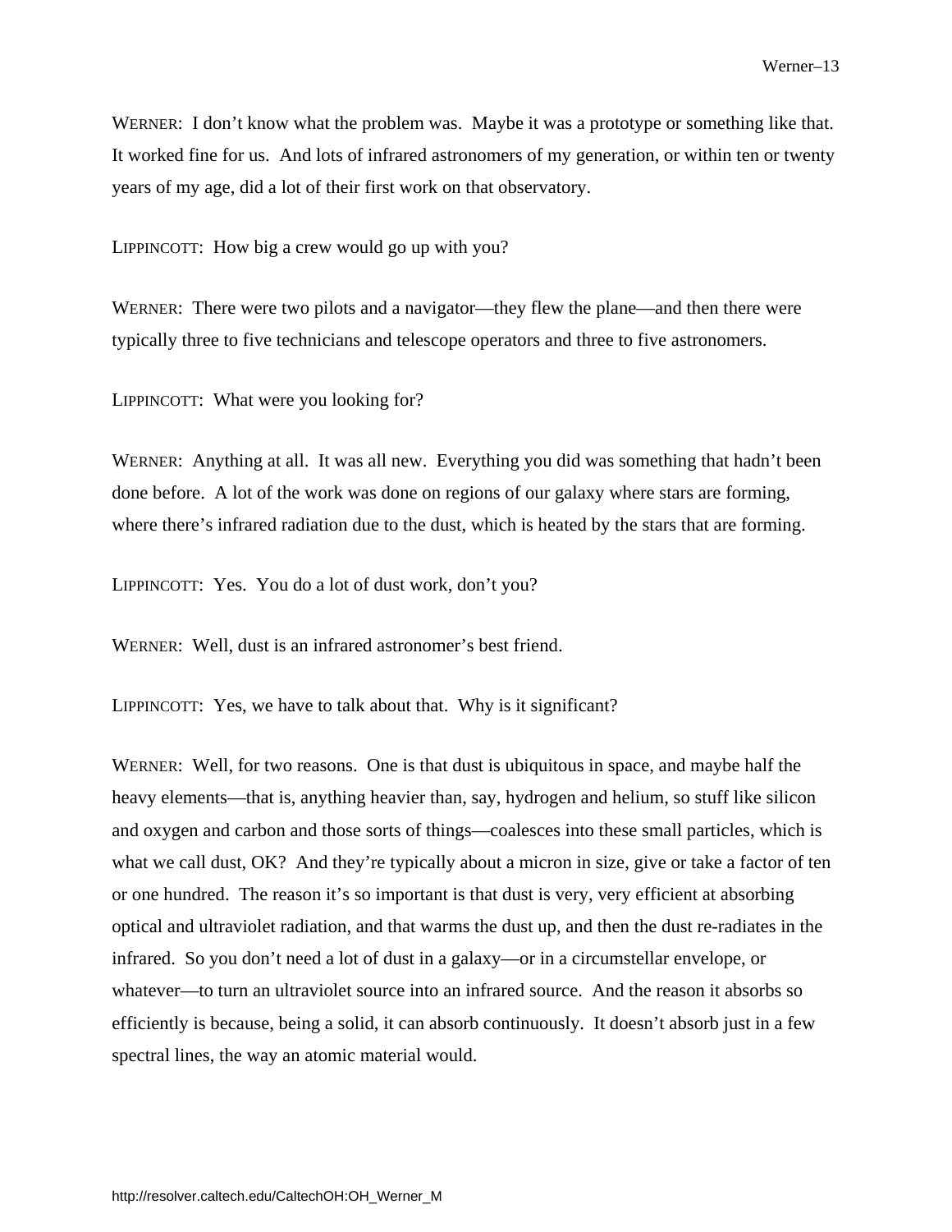WERNER: I don't know what the problem was. Maybe it was a prototype or something like that. It worked fine for us. And lots of infrared astronomers of my generation, or within ten or twenty years of my age, did a lot of their first work on that observatory.

LIPPINCOTT: How big a crew would go up with you?

WERNER: There were two pilots and a navigator—they flew the plane—and then there were typically three to five technicians and telescope operators and three to five astronomers.

LIPPINCOTT: What were you looking for?

WERNER: Anything at all. It was all new. Everything you did was something that hadn't been done before. A lot of the work was done on regions of our galaxy where stars are forming, where there's infrared radiation due to the dust, which is heated by the stars that are forming.

LIPPINCOTT: Yes. You do a lot of dust work, don't you?

WERNER: Well, dust is an infrared astronomer's best friend.

LIPPINCOTT: Yes, we have to talk about that. Why is it significant?

WERNER: Well, for two reasons. One is that dust is ubiquitous in space, and maybe half the heavy elements—that is, anything heavier than, say, hydrogen and helium, so stuff like silicon and oxygen and carbon and those sorts of things—coalesces into these small particles, which is what we call dust, OK? And they're typically about a micron in size, give or take a factor of ten or one hundred. The reason it's so important is that dust is very, very efficient at absorbing optical and ultraviolet radiation, and that warms the dust up, and then the dust re-radiates in the infrared. So you don't need a lot of dust in a galaxy—or in a circumstellar envelope, or whatever—to turn an ultraviolet source into an infrared source. And the reason it absorbs so efficiently is because, being a solid, it can absorb continuously. It doesn't absorb just in a few spectral lines, the way an atomic material would.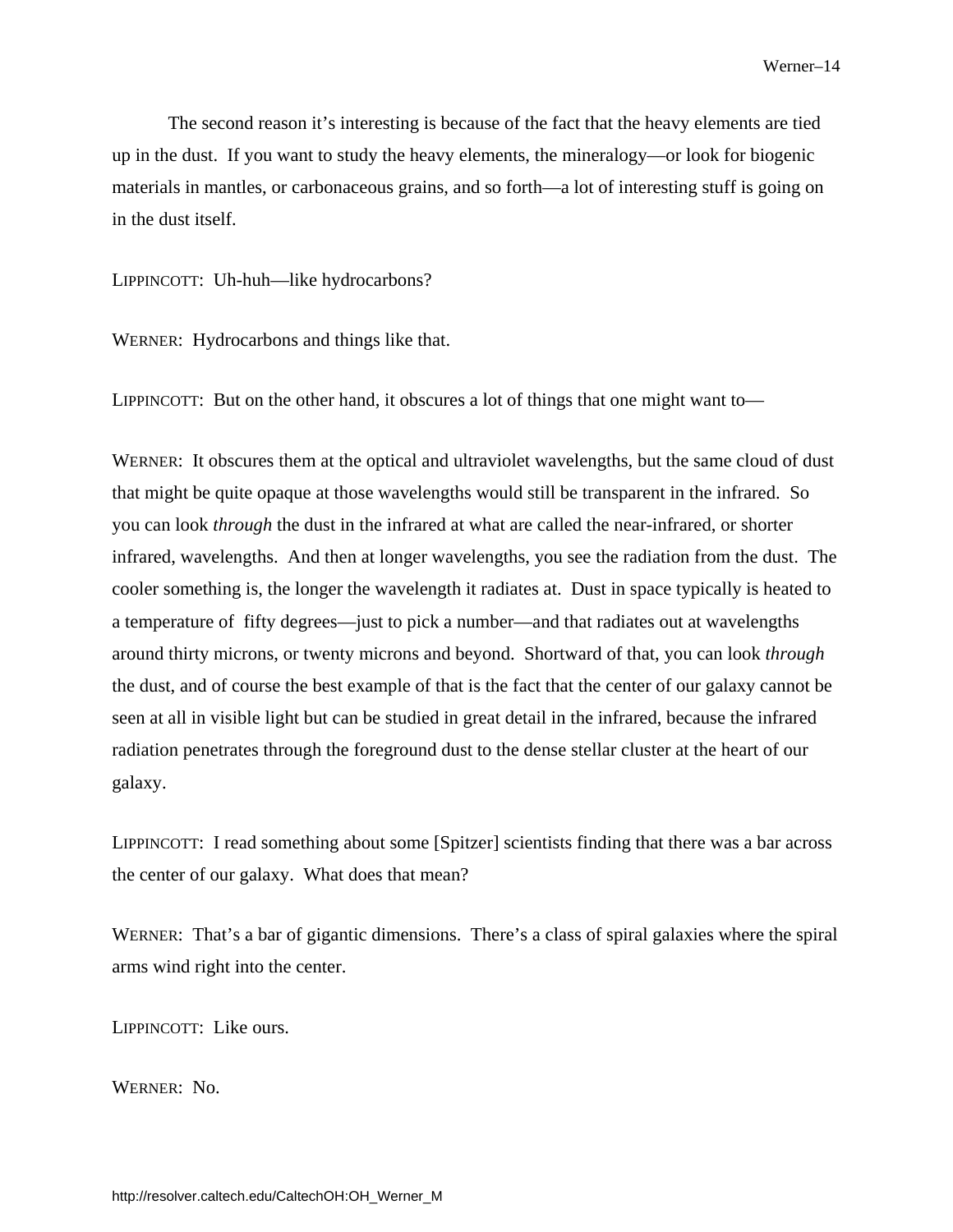The second reason it's interesting is because of the fact that the heavy elements are tied up in the dust. If you want to study the heavy elements, the mineralogy—or look for biogenic materials in mantles, or carbonaceous grains, and so forth—a lot of interesting stuff is going on in the dust itself.

LIPPINCOTT: Uh-huh—like hydrocarbons?

WERNER: Hydrocarbons and things like that.

LIPPINCOTT: But on the other hand, it obscures a lot of things that one might want to—

WERNER: It obscures them at the optical and ultraviolet wavelengths, but the same cloud of dust that might be quite opaque at those wavelengths would still be transparent in the infrared. So you can look *through* the dust in the infrared at what are called the near-infrared, or shorter infrared, wavelengths. And then at longer wavelengths, you see the radiation from the dust. The cooler something is, the longer the wavelength it radiates at. Dust in space typically is heated to a temperature of fifty degrees—just to pick a number—and that radiates out at wavelengths around thirty microns, or twenty microns and beyond. Shortward of that, you can look *through* the dust, and of course the best example of that is the fact that the center of our galaxy cannot be seen at all in visible light but can be studied in great detail in the infrared, because the infrared radiation penetrates through the foreground dust to the dense stellar cluster at the heart of our galaxy.

LIPPINCOTT: I read something about some [Spitzer] scientists finding that there was a bar across the center of our galaxy. What does that mean?

WERNER: That's a bar of gigantic dimensions. There's a class of spiral galaxies where the spiral arms wind right into the center.

LIPPINCOTT: Like ours.

WERNER: No.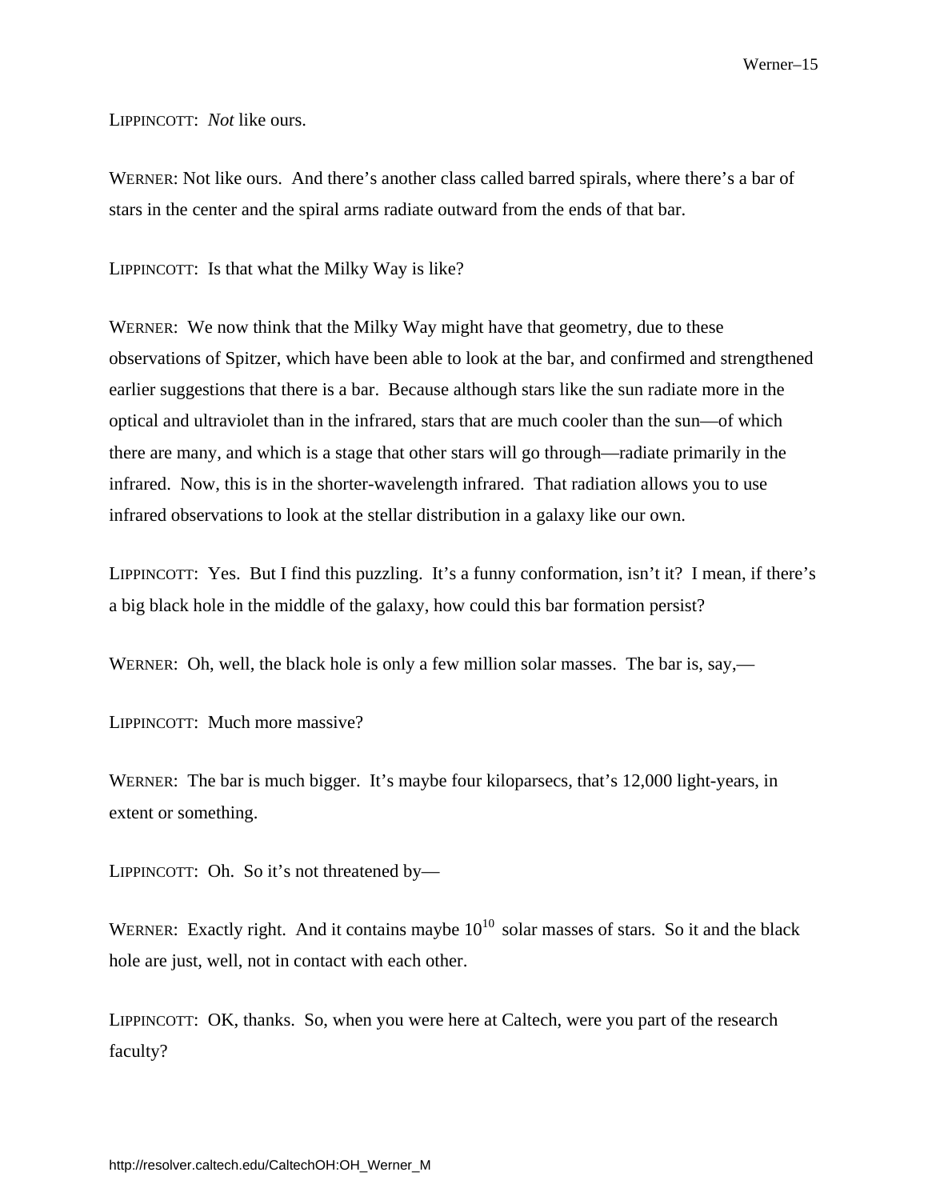LIPPINCOTT: *Not* like ours.

WERNER: Not like ours. And there's another class called barred spirals, where there's a bar of stars in the center and the spiral arms radiate outward from the ends of that bar.

LIPPINCOTT: Is that what the Milky Way is like?

WERNER: We now think that the Milky Way might have that geometry, due to these observations of Spitzer, which have been able to look at the bar, and confirmed and strengthened earlier suggestions that there is a bar. Because although stars like the sun radiate more in the optical and ultraviolet than in the infrared, stars that are much cooler than the sun—of which there are many, and which is a stage that other stars will go through—radiate primarily in the infrared. Now, this is in the shorter-wavelength infrared. That radiation allows you to use infrared observations to look at the stellar distribution in a galaxy like our own.

LIPPINCOTT: Yes. But I find this puzzling. It's a funny conformation, isn't it? I mean, if there's a big black hole in the middle of the galaxy, how could this bar formation persist?

WERNER: Oh, well, the black hole is only a few million solar masses. The bar is, say,—

LIPPINCOTT: Much more massive?

WERNER: The bar is much bigger. It's maybe four kiloparsecs, that's 12,000 light-years, in extent or something.

LIPPINCOTT: Oh. So it's not threatened by—

WERNER: Exactly right. And it contains maybe $10^{10}$ solar masses of stars. So it and the black hole are just, well, not in contact with each other.

LIPPINCOTT: OK, thanks. So, when you were here at Caltech, were you part of the research faculty?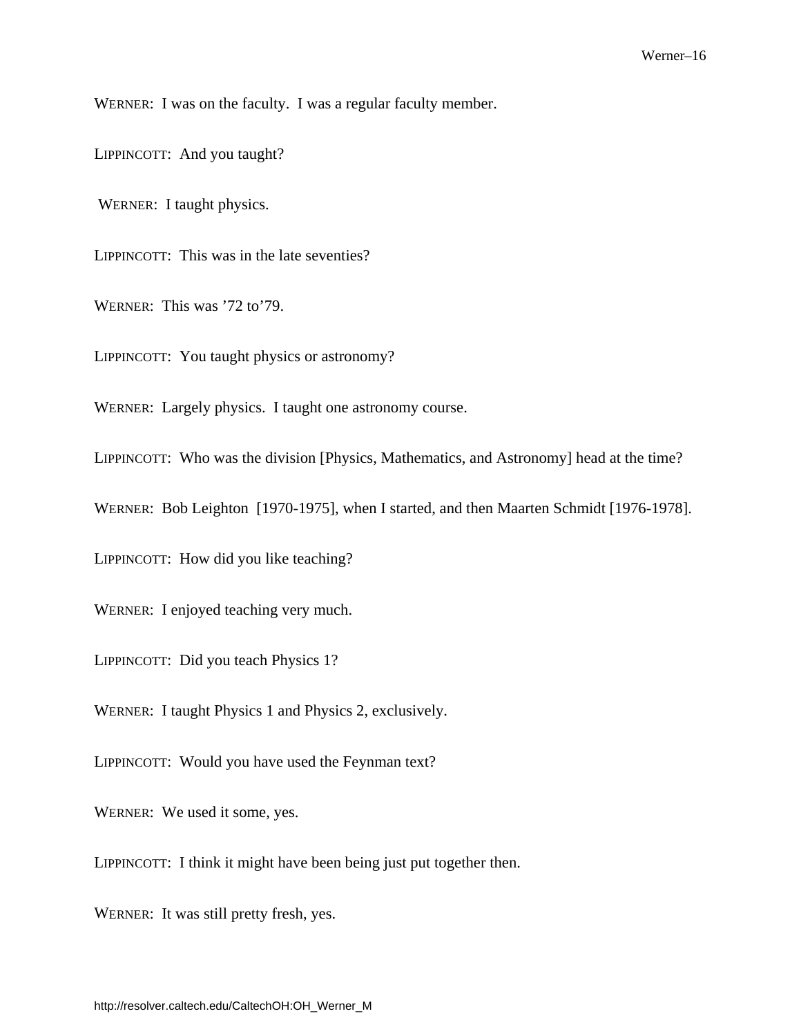WERNER: I was on the faculty. I was a regular faculty member.

LIPPINCOTT: And you taught?

WERNER: I taught physics.

LIPPINCOTT: This was in the late seventies?

WERNER: This was '72 to'79.

LIPPINCOTT: You taught physics or astronomy?

WERNER: Largely physics. I taught one astronomy course.

LIPPINCOTT: Who was the division [Physics, Mathematics, and Astronomy] head at the time?

WERNER: Bob Leighton [1970-1975], when I started, and then Maarten Schmidt [1976-1978].

LIPPINCOTT: How did you like teaching?

WERNER: I enjoyed teaching very much.

LIPPINCOTT: Did you teach Physics 1?

WERNER: I taught Physics 1 and Physics 2, exclusively.

LIPPINCOTT: Would you have used the Feynman text?

WERNER: We used it some, yes.

LIPPINCOTT: I think it might have been being just put together then.

WERNER: It was still pretty fresh, yes.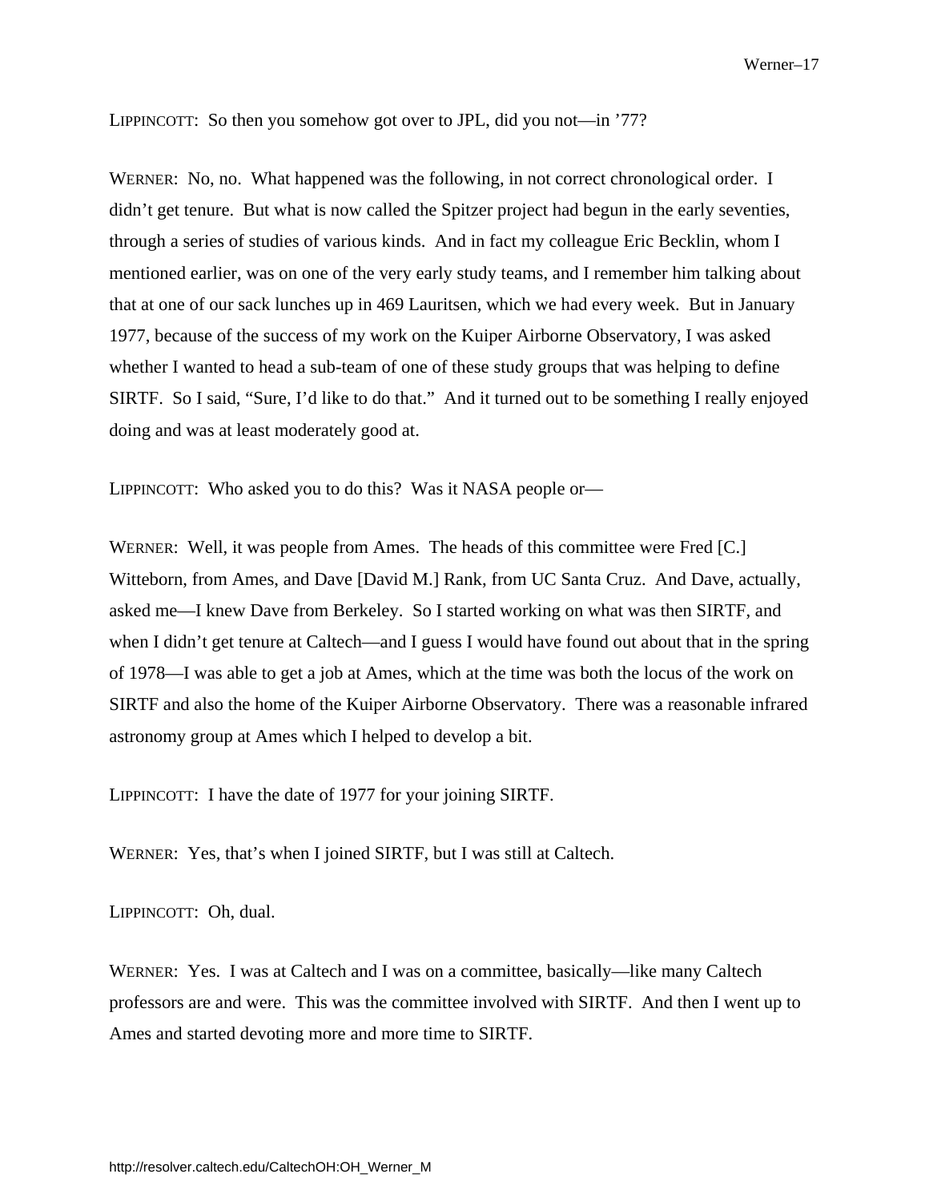LIPPINCOTT: So then you somehow got over to JPL, did you not—in '77?

WERNER: No, no. What happened was the following, in not correct chronological order. I didn't get tenure. But what is now called the Spitzer project had begun in the early seventies, through a series of studies of various kinds. And in fact my colleague Eric Becklin, whom I mentioned earlier, was on one of the very early study teams, and I remember him talking about that at one of our sack lunches up in 469 Lauritsen, which we had every week. But in January 1977, because of the success of my work on the Kuiper Airborne Observatory, I was asked whether I wanted to head a sub-team of one of these study groups that was helping to define SIRTF. So I said, "Sure, I'd like to do that." And it turned out to be something I really enjoyed doing and was at least moderately good at.

LIPPINCOTT: Who asked you to do this? Was it NASA people or—

WERNER: Well, it was people from Ames. The heads of this committee were Fred [C.] Witteborn, from Ames, and Dave [David M.] Rank, from UC Santa Cruz. And Dave, actually, asked me—I knew Dave from Berkeley. So I started working on what was then SIRTF, and when I didn't get tenure at Caltech—and I guess I would have found out about that in the spring of 1978—I was able to get a job at Ames, which at the time was both the locus of the work on SIRTF and also the home of the Kuiper Airborne Observatory. There was a reasonable infrared astronomy group at Ames which I helped to develop a bit.

LIPPINCOTT: I have the date of 1977 for your joining SIRTF.

WERNER: Yes, that's when I joined SIRTF, but I was still at Caltech.

LIPPINCOTT: Oh, dual.

WERNER: Yes. I was at Caltech and I was on a committee, basically—like many Caltech professors are and were. This was the committee involved with SIRTF. And then I went up to Ames and started devoting more and more time to SIRTF.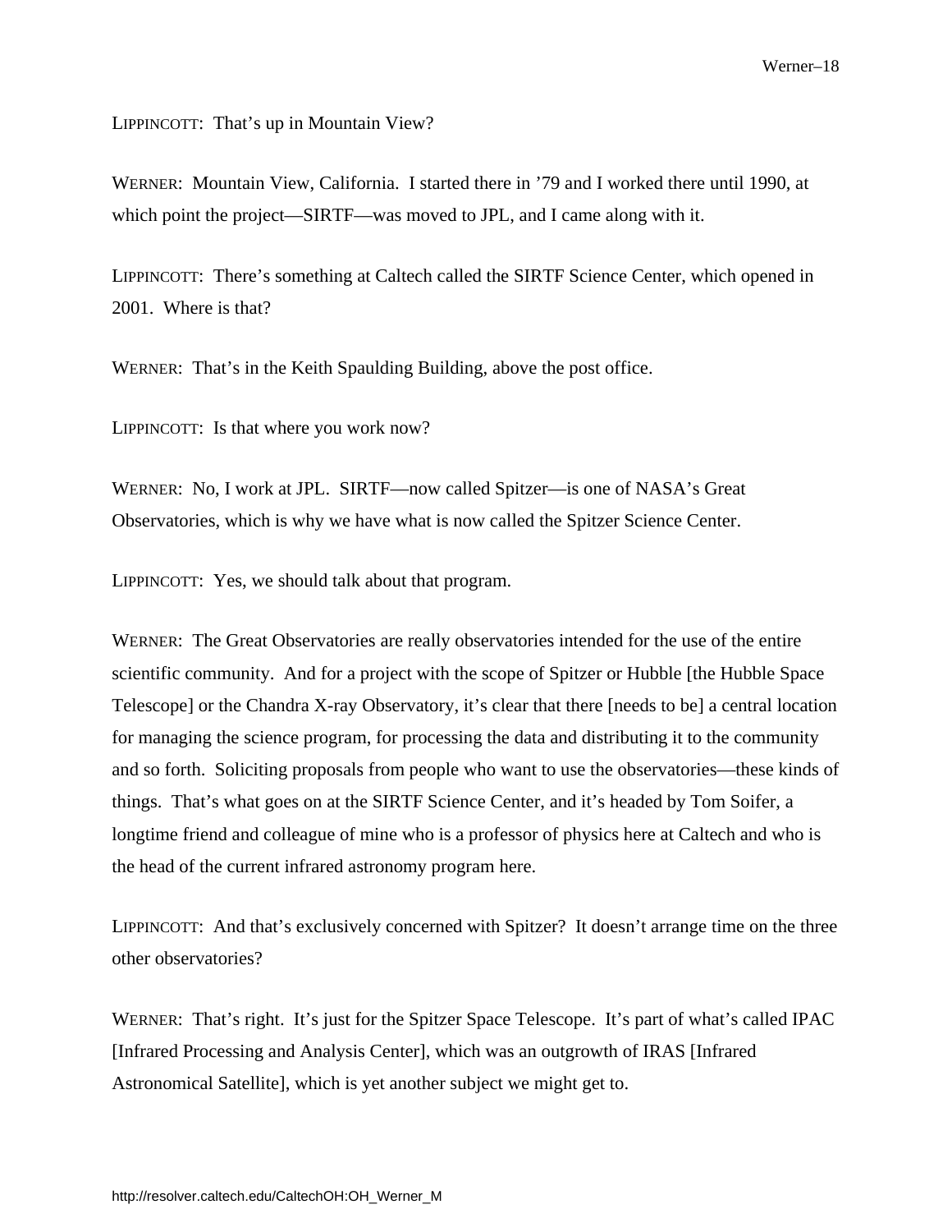LIPPINCOTT: That's up in Mountain View?

WERNER: Mountain View, California. I started there in '79 and I worked there until 1990, at which point the project—SIRTF—was moved to JPL, and I came along with it.

LIPPINCOTT: There's something at Caltech called the SIRTF Science Center, which opened in 2001. Where is that?

WERNER: That's in the Keith Spaulding Building, above the post office.

LIPPINCOTT: Is that where you work now?

WERNER: No, I work at JPL. SIRTF—now called Spitzer—is one of NASA's Great Observatories, which is why we have what is now called the Spitzer Science Center.

LIPPINCOTT: Yes, we should talk about that program.

WERNER: The Great Observatories are really observatories intended for the use of the entire scientific community. And for a project with the scope of Spitzer or Hubble [the Hubble Space Telescope] or the Chandra X-ray Observatory, it's clear that there [needs to be] a central location for managing the science program, for processing the data and distributing it to the community and so forth. Soliciting proposals from people who want to use the observatories—these kinds of things. That's what goes on at the SIRTF Science Center, and it's headed by Tom Soifer, a longtime friend and colleague of mine who is a professor of physics here at Caltech and who is the head of the current infrared astronomy program here.

LIPPINCOTT: And that's exclusively concerned with Spitzer? It doesn't arrange time on the three other observatories?

WERNER: That's right. It's just for the Spitzer Space Telescope. It's part of what's called IPAC [Infrared Processing and Analysis Center], which was an outgrowth of IRAS [Infrared Astronomical Satellite], which is yet another subject we might get to.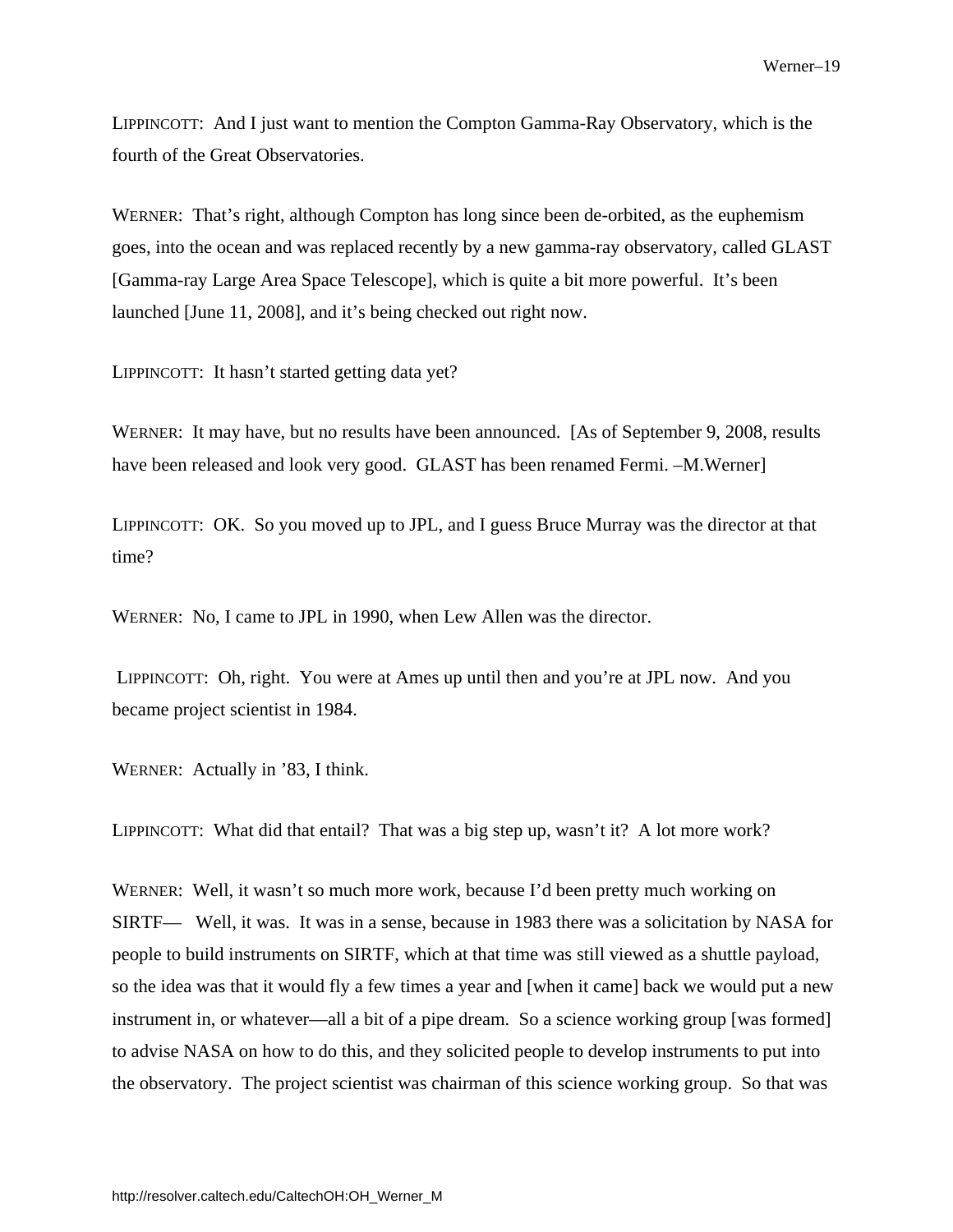LIPPINCOTT: And I just want to mention the Compton Gamma-Ray Observatory, which is the fourth of the Great Observatories.

WERNER: That's right, although Compton has long since been de-orbited, as the euphemism goes, into the ocean and was replaced recently by a new gamma-ray observatory, called GLAST [Gamma-ray Large Area Space Telescope], which is quite a bit more powerful. It's been launched [June 11, 2008], and it's being checked out right now.

LIPPINCOTT: It hasn't started getting data yet?

WERNER: It may have, but no results have been announced. [As of September 9, 2008, results have been released and look very good. GLAST has been renamed Fermi. –M.Werner]

LIPPINCOTT: OK. So you moved up to JPL, and I guess Bruce Murray was the director at that time?

WERNER: No, I came to JPL in 1990, when Lew Allen was the director.

LIPPINCOTT: Oh, right. You were at Ames up until then and you're at JPL now. And you became project scientist in 1984.

WERNER: Actually in '83, I think.

LIPPINCOTT: What did that entail? That was a big step up, wasn't it? A lot more work?

WERNER: Well, it wasn't so much more work, because I'd been pretty much working on SIRTF— Well, it was. It was in a sense, because in 1983 there was a solicitation by NASA for people to build instruments on SIRTF, which at that time was still viewed as a shuttle payload, so the idea was that it would fly a few times a year and [when it came] back we would put a new instrument in, or whatever—all a bit of a pipe dream. So a science working group [was formed] to advise NASA on how to do this, and they solicited people to develop instruments to put into the observatory. The project scientist was chairman of this science working group. So that was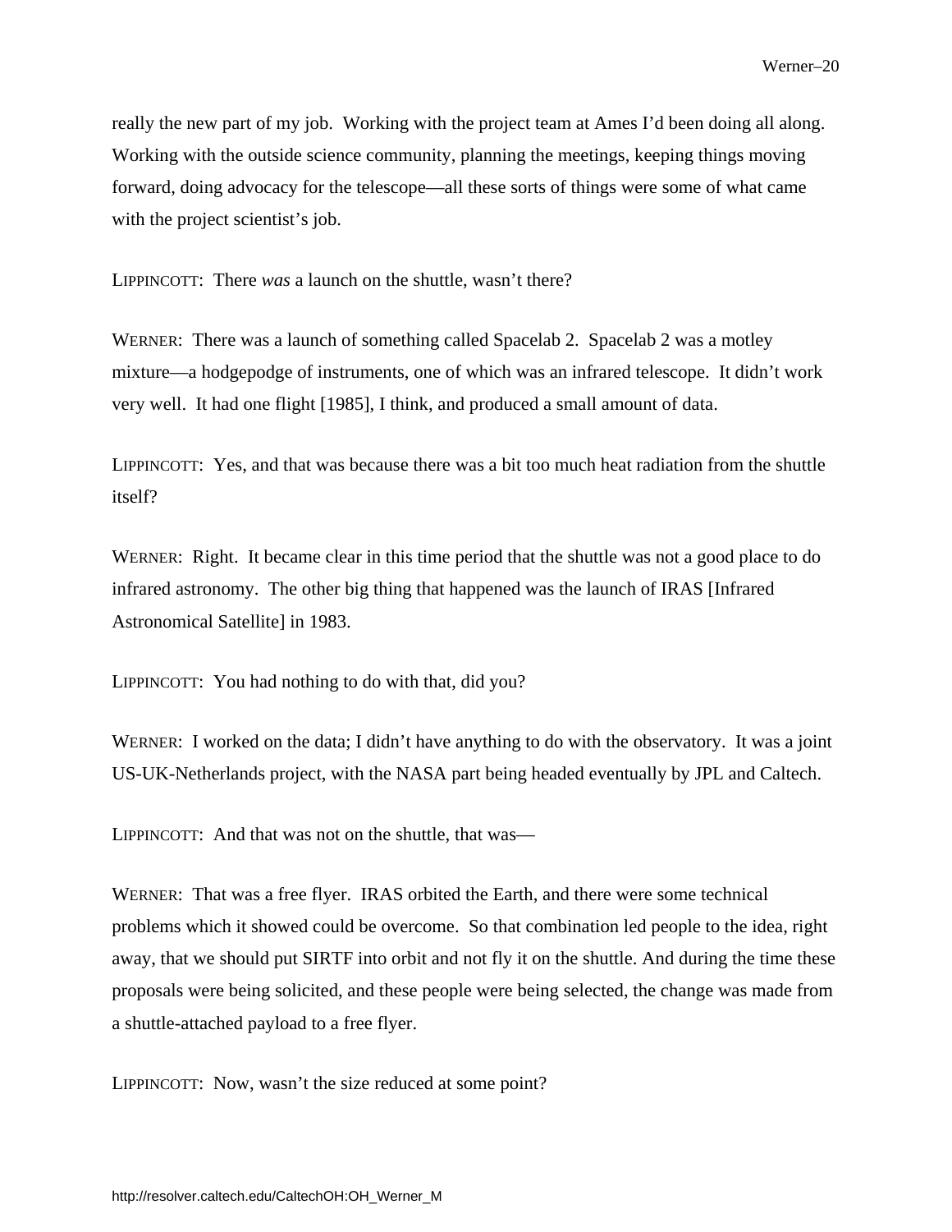really the new part of my job. Working with the project team at Ames I'd been doing all along. Working with the outside science community, planning the meetings, keeping things moving forward, doing advocacy for the telescope—all these sorts of things were some of what came with the project scientist's job.

LIPPINCOTT: There *was* a launch on the shuttle, wasn't there?

WERNER: There was a launch of something called Spacelab 2. Spacelab 2 was a motley mixture—a hodgepodge of instruments, one of which was an infrared telescope. It didn't work very well. It had one flight [1985], I think, and produced a small amount of data.

LIPPINCOTT: Yes, and that was because there was a bit too much heat radiation from the shuttle itself?

WERNER: Right. It became clear in this time period that the shuttle was not a good place to do infrared astronomy. The other big thing that happened was the launch of IRAS [Infrared Astronomical Satellite] in 1983.

LIPPINCOTT: You had nothing to do with that, did you?

WERNER: I worked on the data; I didn't have anything to do with the observatory. It was a joint US-UK-Netherlands project, with the NASA part being headed eventually by JPL and Caltech.

LIPPINCOTT: And that was not on the shuttle, that was—

WERNER: That was a free flyer. IRAS orbited the Earth, and there were some technical problems which it showed could be overcome. So that combination led people to the idea, right away, that we should put SIRTF into orbit and not fly it on the shuttle. And during the time these proposals were being solicited, and these people were being selected, the change was made from a shuttle-attached payload to a free flyer.

LIPPINCOTT: Now, wasn't the size reduced at some point?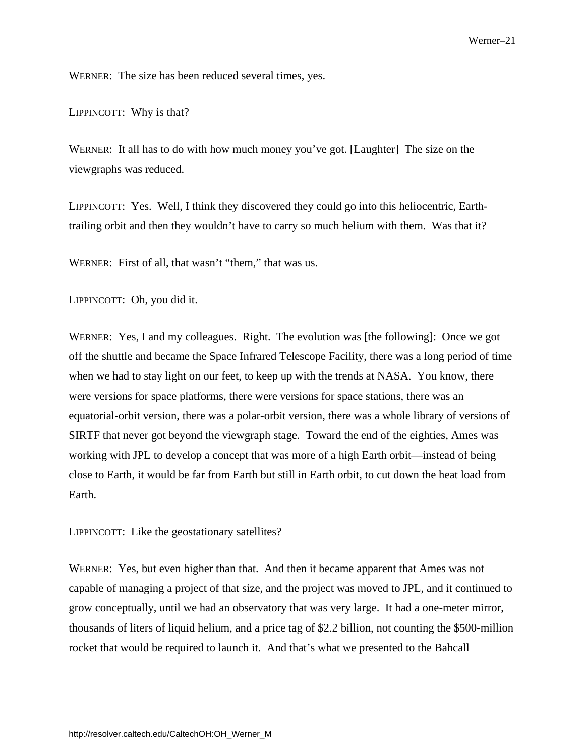WERNER: The size has been reduced several times, yes.

LIPPINCOTT: Why is that?

WERNER: It all has to do with how much money you've got. [Laughter] The size on the viewgraphs was reduced.

LIPPINCOTT: Yes. Well, I think they discovered they could go into this heliocentric, Earth-trailing orbit and then they wouldn't have to carry so much helium with them. Was that it?

WERNER: First of all, that wasn't "them," that was us.

LIPPINCOTT: Oh, you did it.

WERNER: Yes, I and my colleagues. Right. The evolution was [the following]: Once we got off the shuttle and became the Space Infrared Telescope Facility, there was a long period of time when we had to stay light on our feet, to keep up with the trends at NASA. You know, there were versions for space platforms, there were versions for space stations, there was an equatorial-orbit version, there was a polar-orbit version, there was a whole library of versions of SIRTF that never got beyond the viewgraph stage. Toward the end of the eighties, Ames was working with JPL to develop a concept that was more of a high Earth orbit—instead of being close to Earth, it would be far from Earth but still in Earth orbit, to cut down the heat load from Earth.

LIPPINCOTT: Like the geostationary satellites?

WERNER: Yes, but even higher than that. And then it became apparent that Ames was not capable of managing a project of that size, and the project was moved to JPL, and it continued to grow conceptually, until we had an observatory that was very large. It had a one-meter mirror, thousands of liters of liquid helium, and a price tag of $2.2 billion, not counting the $500-million rocket that would be required to launch it. And that's what we presented to the Bahcall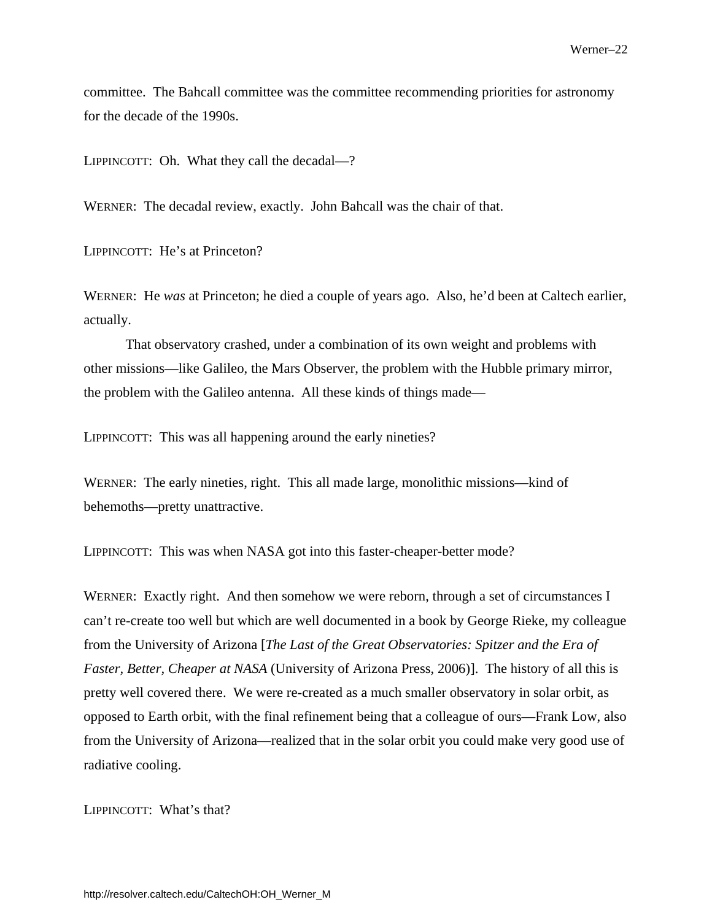committee. The Bahcall committee was the committee recommending priorities for astronomy for the decade of the 1990s.

LIPPINCOTT: Oh. What they call the decadal—?

WERNER: The decadal review, exactly. John Bahcall was the chair of that.

LIPPINCOTT: He's at Princeton?

WERNER: He *was* at Princeton; he died a couple of years ago. Also, he'd been at Caltech earlier, actually.

That observatory crashed, under a combination of its own weight and problems with other missions—like Galileo, the Mars Observer, the problem with the Hubble primary mirror, the problem with the Galileo antenna. All these kinds of things made—

LIPPINCOTT: This was all happening around the early nineties?

WERNER: The early nineties, right. This all made large, monolithic missions—kind of behemoths—pretty unattractive.

LIPPINCOTT: This was when NASA got into this faster-cheaper-better mode?

WERNER: Exactly right. And then somehow we were reborn, through a set of circumstances I can't re-create too well but which are well documented in a book by George Rieke, my colleague from the University of Arizona [*The Last of the Great Observatories: Spitzer and the Era of Faster, Better, Cheaper at NASA* (University of Arizona Press, 2006)]. The history of all this is pretty well covered there. We were re-created as a much smaller observatory in solar orbit, as opposed to Earth orbit, with the final refinement being that a colleague of ours—Frank Low, also from the University of Arizona—realized that in the solar orbit you could make very good use of radiative cooling.

LIPPINCOTT: What's that?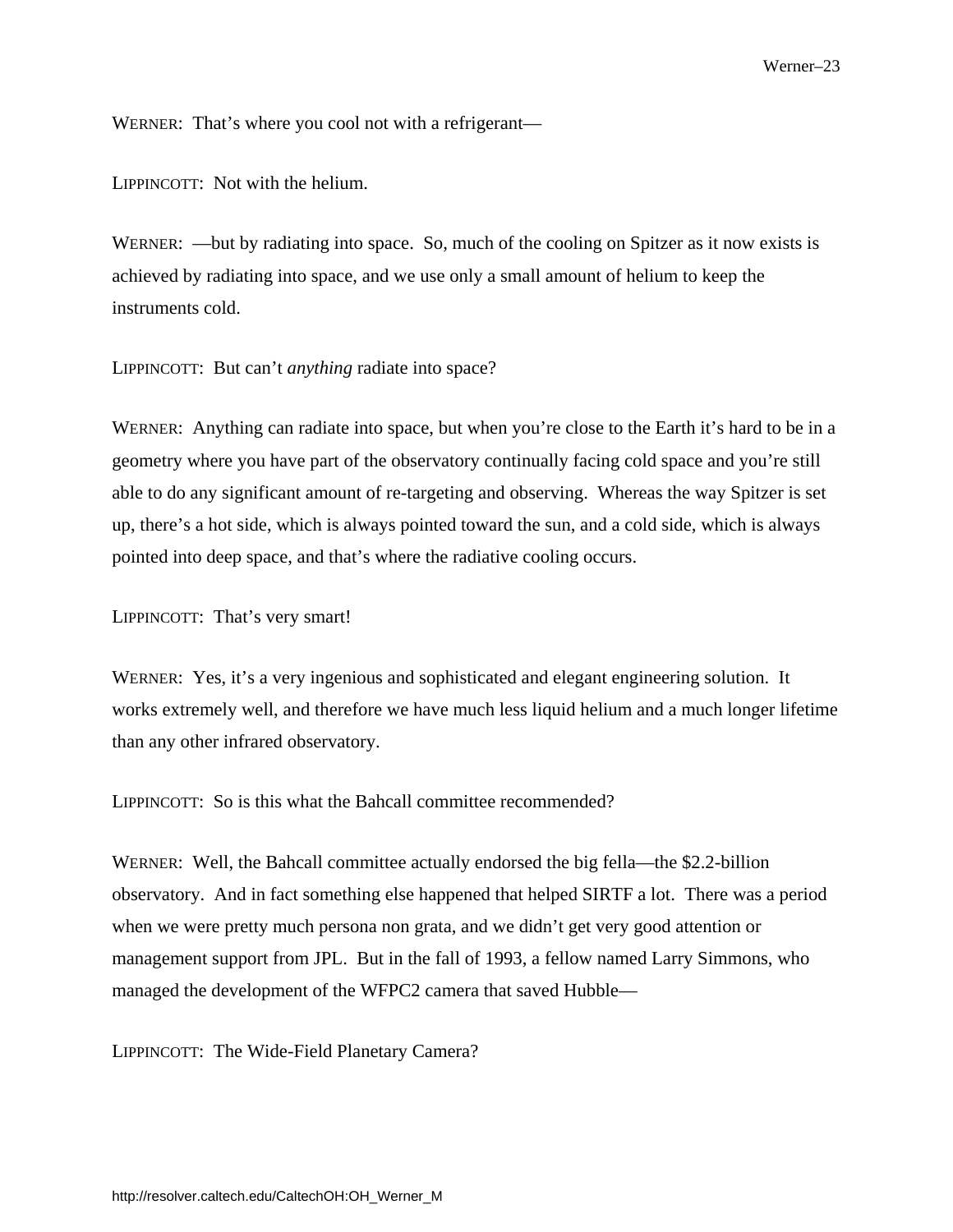WERNER: That's where you cool not with a refrigerant—

LIPPINCOTT: Not with the helium.

WERNER: —but by radiating into space. So, much of the cooling on Spitzer as it now exists is achieved by radiating into space, and we use only a small amount of helium to keep the instruments cold.

LIPPINCOTT: But can't *anything* radiate into space?

WERNER: Anything can radiate into space, but when you're close to the Earth it's hard to be in a geometry where you have part of the observatory continually facing cold space and you're still able to do any significant amount of re-targeting and observing. Whereas the way Spitzer is set up, there's a hot side, which is always pointed toward the sun, and a cold side, which is always pointed into deep space, and that's where the radiative cooling occurs.

LIPPINCOTT: That's very smart!

WERNER: Yes, it's a very ingenious and sophisticated and elegant engineering solution. It works extremely well, and therefore we have much less liquid helium and a much longer lifetime than any other infrared observatory.

LIPPINCOTT: So is this what the Bahcall committee recommended?

WERNER: Well, the Bahcall committee actually endorsed the big fella—the $2.2-billion observatory. And in fact something else happened that helped SIRTF a lot. There was a period when we were pretty much persona non grata, and we didn't get very good attention or management support from JPL. But in the fall of 1993, a fellow named Larry Simmons, who managed the development of the WFPC2 camera that saved Hubble—

LIPPINCOTT: The Wide-Field Planetary Camera?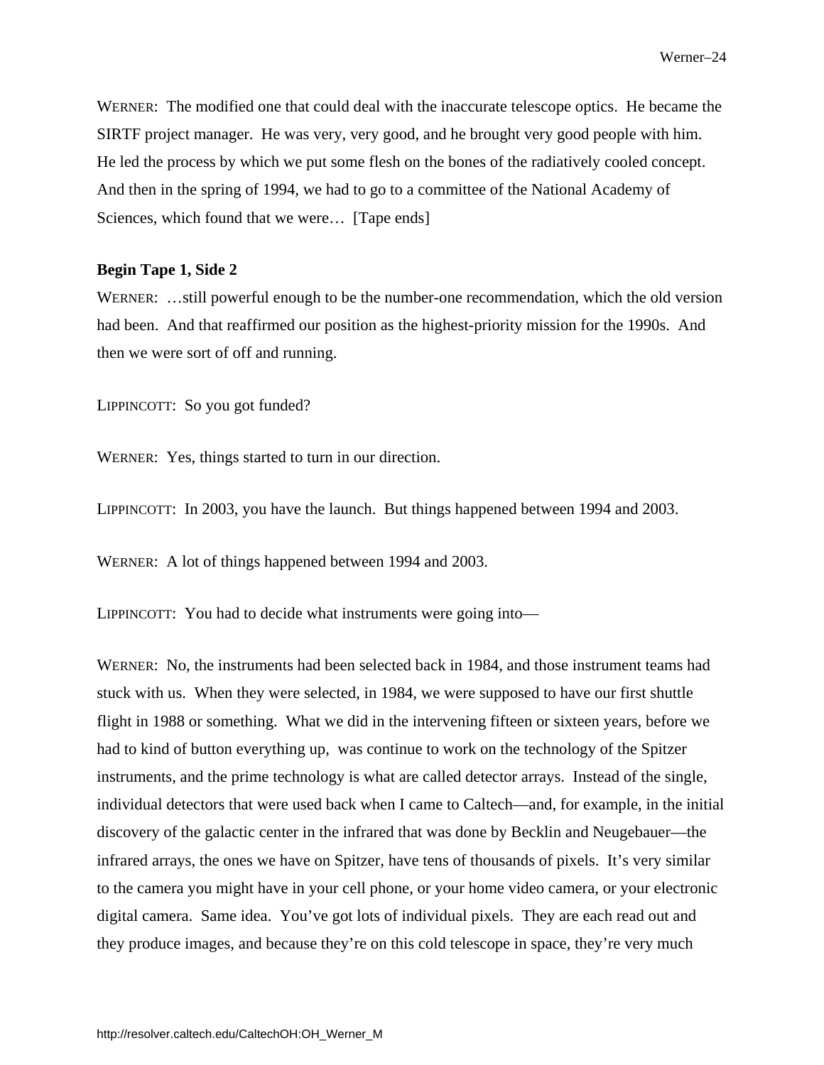WERNER: The modified one that could deal with the inaccurate telescope optics. He became the SIRTF project manager. He was very, very good, and he brought very good people with him. He led the process by which we put some flesh on the bones of the radiatively cooled concept. And then in the spring of 1994, we had to go to a committee of the National Academy of Sciences, which found that we were… [Tape ends]

**Begin Tape 1, Side 2**

WERNER: …still powerful enough to be the number-one recommendation, which the old version had been. And that reaffirmed our position as the highest-priority mission for the 1990s. And then we were sort of off and running.

LIPPINCOTT: So you got funded?

WERNER: Yes, things started to turn in our direction.

LIPPINCOTT: In 2003, you have the launch. But things happened between 1994 and 2003.

WERNER: A lot of things happened between 1994 and 2003.

LIPPINCOTT: You had to decide what instruments were going into—

WERNER: No, the instruments had been selected back in 1984, and those instrument teams had stuck with us. When they were selected, in 1984, we were supposed to have our first shuttle flight in 1988 or something. What we did in the intervening fifteen or sixteen years, before we had to kind of button everything up, was continue to work on the technology of the Spitzer instruments, and the prime technology is what are called detector arrays. Instead of the single, individual detectors that were used back when I came to Caltech—and, for example, in the initial discovery of the galactic center in the infrared that was done by Becklin and Neugebauer—the infrared arrays, the ones we have on Spitzer, have tens of thousands of pixels. It's very similar to the camera you might have in your cell phone, or your home video camera, or your electronic digital camera. Same idea. You've got lots of individual pixels. They are each read out and they produce images, and because they're on this cold telescope in space, they're very much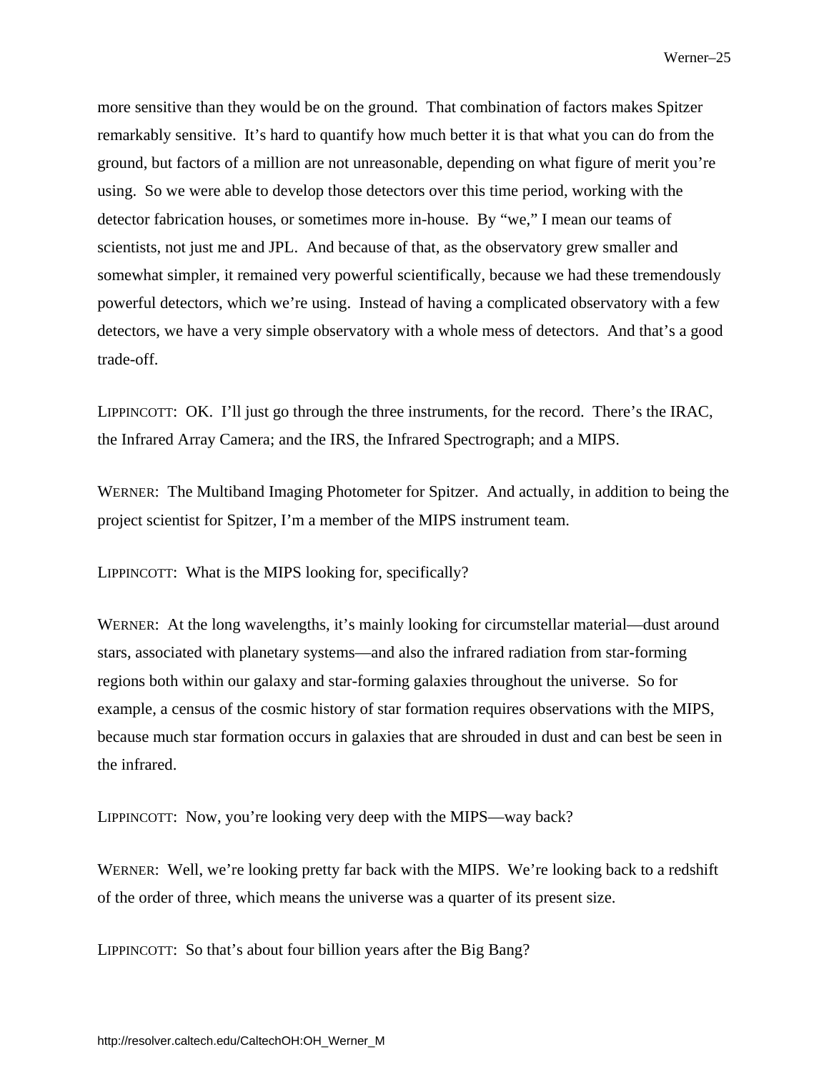more sensitive than they would be on the ground. That combination of factors makes Spitzer remarkably sensitive. It's hard to quantify how much better it is that what you can do from the ground, but factors of a million are not unreasonable, depending on what figure of merit you're using. So we were able to develop those detectors over this time period, working with the detector fabrication houses, or sometimes more in-house. By "we," I mean our teams of scientists, not just me and JPL. And because of that, as the observatory grew smaller and somewhat simpler, it remained very powerful scientifically, because we had these tremendously powerful detectors, which we're using. Instead of having a complicated observatory with a few detectors, we have a very simple observatory with a whole mess of detectors. And that's a good trade-off.

LIPPINCOTT: OK. I'll just go through the three instruments, for the record. There's the IRAC, the Infrared Array Camera; and the IRS, the Infrared Spectrograph; and a MIPS.

WERNER: The Multiband Imaging Photometer for Spitzer. And actually, in addition to being the project scientist for Spitzer, I'm a member of the MIPS instrument team.

LIPPINCOTT: What is the MIPS looking for, specifically?

WERNER: At the long wavelengths, it's mainly looking for circumstellar material—dust around stars, associated with planetary systems—and also the infrared radiation from star-forming regions both within our galaxy and star-forming galaxies throughout the universe. So for example, a census of the cosmic history of star formation requires observations with the MIPS, because much star formation occurs in galaxies that are shrouded in dust and can best be seen in the infrared.

LIPPINCOTT: Now, you're looking very deep with the MIPS—way back?

WERNER: Well, we're looking pretty far back with the MIPS. We're looking back to a redshift of the order of three, which means the universe was a quarter of its present size.

LIPPINCOTT: So that's about four billion years after the Big Bang?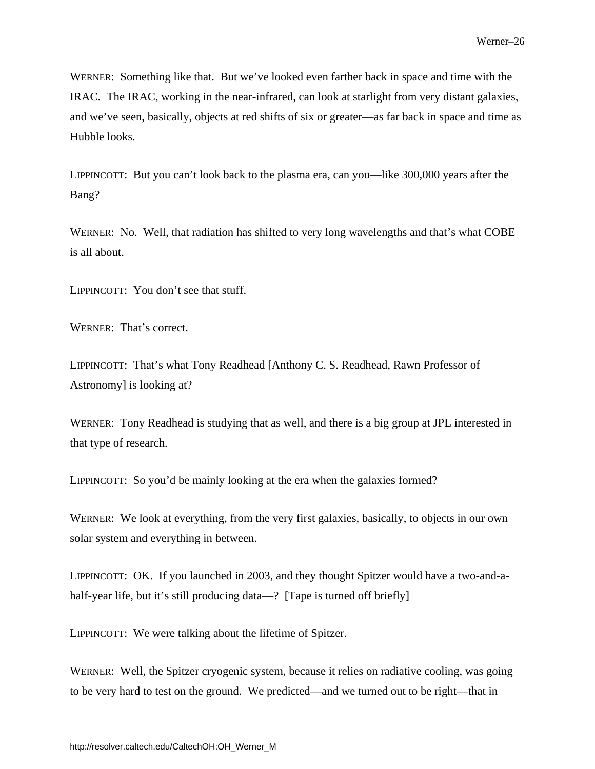WERNER: Something like that. But we've looked even farther back in space and time with the IRAC. The IRAC, working in the near-infrared, can look at starlight from very distant galaxies, and we've seen, basically, objects at red shifts of six or greater—as far back in space and time as Hubble looks.

LIPPINCOTT: But you can't look back to the plasma era, can you—like 300,000 years after the Bang?

WERNER: No. Well, that radiation has shifted to very long wavelengths and that's what COBE is all about.

LIPPINCOTT: You don't see that stuff.

WERNER: That's correct.

LIPPINCOTT: That's what Tony Readhead [Anthony C. S. Readhead, Rawn Professor of Astronomy] is looking at?

WERNER: Tony Readhead is studying that as well, and there is a big group at JPL interested in that type of research.

LIPPINCOTT: So you'd be mainly looking at the era when the galaxies formed?

WERNER: We look at everything, from the very first galaxies, basically, to objects in our own solar system and everything in between.

LIPPINCOTT: OK. If you launched in 2003, and they thought Spitzer would have a two-and-a-half-year life, but it's still producing data—? [Tape is turned off briefly]

LIPPINCOTT: We were talking about the lifetime of Spitzer.

WERNER: Well, the Spitzer cryogenic system, because it relies on radiative cooling, was going to be very hard to test on the ground. We predicted—and we turned out to be right—that in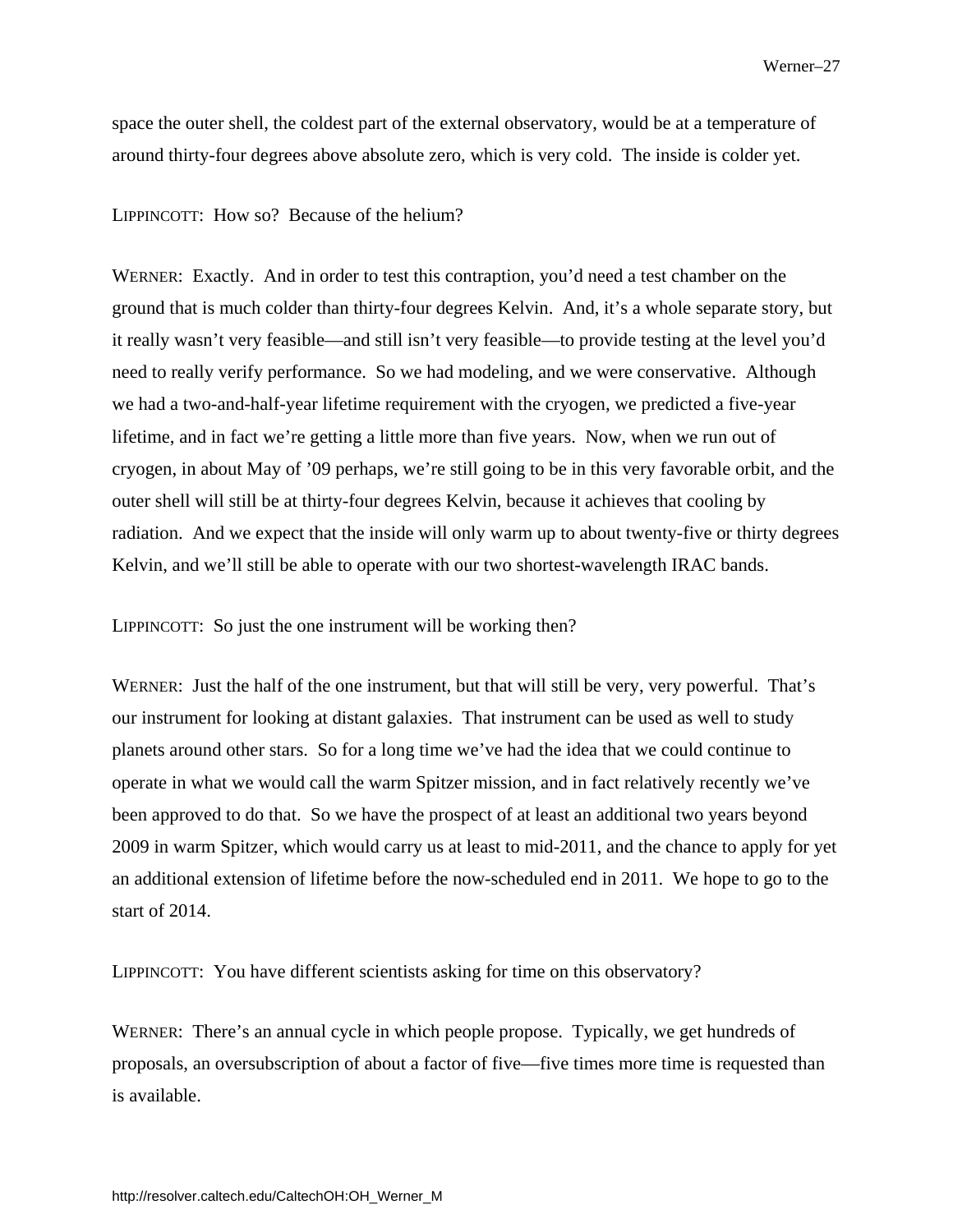space the outer shell, the coldest part of the external observatory, would be at a temperature of around thirty-four degrees above absolute zero, which is very cold. The inside is colder yet.

LIPPINCOTT: How so? Because of the helium?

WERNER: Exactly. And in order to test this contraption, you'd need a test chamber on the ground that is much colder than thirty-four degrees Kelvin. And, it's a whole separate story, but it really wasn't very feasible—and still isn't very feasible—to provide testing at the level you'd need to really verify performance. So we had modeling, and we were conservative. Although we had a two-and-half-year lifetime requirement with the cryogen, we predicted a five-year lifetime, and in fact we're getting a little more than five years. Now, when we run out of cryogen, in about May of '09 perhaps, we're still going to be in this very favorable orbit, and the outer shell will still be at thirty-four degrees Kelvin, because it achieves that cooling by radiation. And we expect that the inside will only warm up to about twenty-five or thirty degrees Kelvin, and we'll still be able to operate with our two shortest-wavelength IRAC bands.

LIPPINCOTT: So just the one instrument will be working then?

WERNER: Just the half of the one instrument, but that will still be very, very powerful. That's our instrument for looking at distant galaxies. That instrument can be used as well to study planets around other stars. So for a long time we've had the idea that we could continue to operate in what we would call the warm Spitzer mission, and in fact relatively recently we've been approved to do that. So we have the prospect of at least an additional two years beyond 2009 in warm Spitzer, which would carry us at least to mid-2011, and the chance to apply for yet an additional extension of lifetime before the now-scheduled end in 2011. We hope to go to the start of 2014.

LIPPINCOTT: You have different scientists asking for time on this observatory?

WERNER: There's an annual cycle in which people propose. Typically, we get hundreds of proposals, an oversubscription of about a factor of five—five times more time is requested than is available.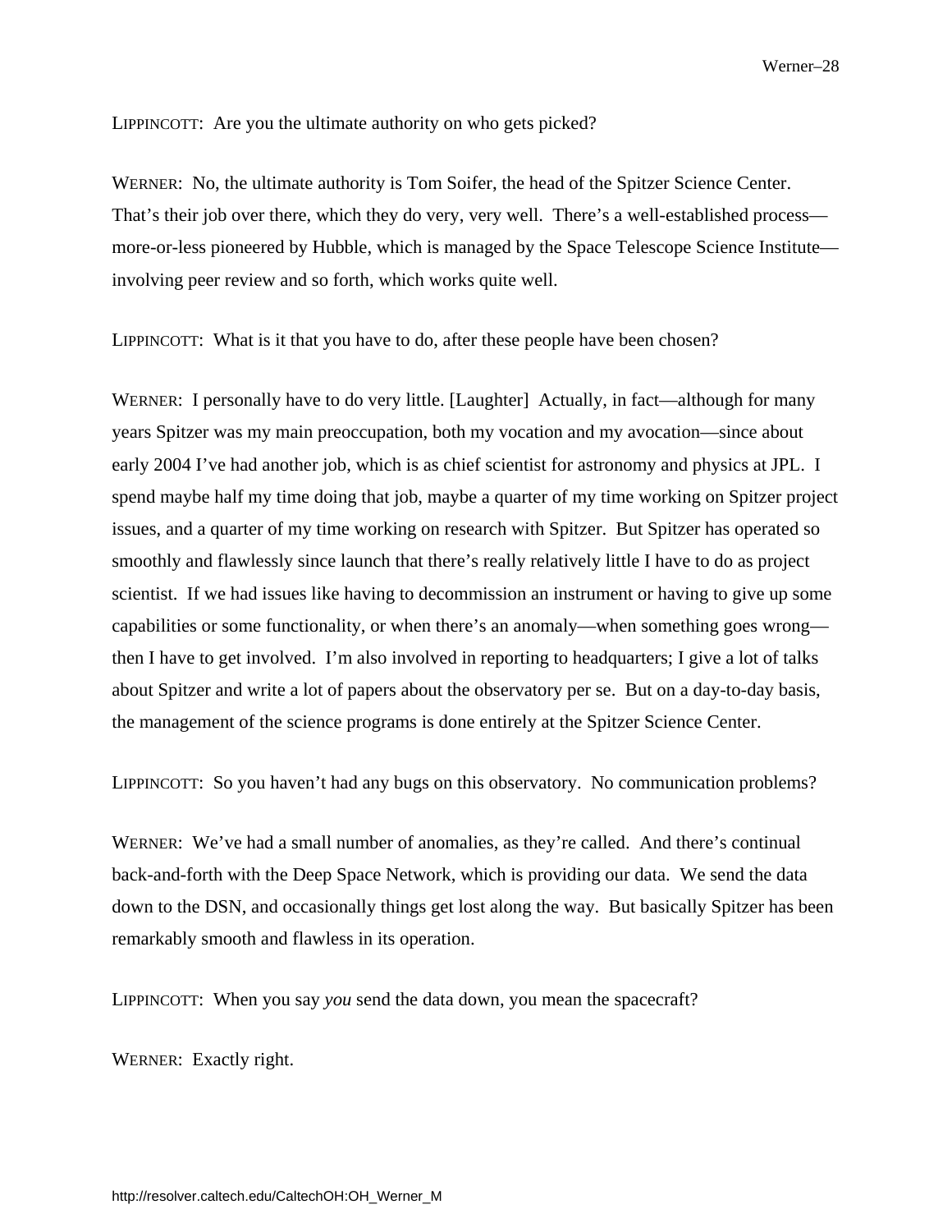LIPPINCOTT: Are you the ultimate authority on who gets picked?

WERNER: No, the ultimate authority is Tom Soifer, the head of the Spitzer Science Center. That's their job over there, which they do very, very well. There's a well-established process—more-or-less pioneered by Hubble, which is managed by the Space Telescope Science Institute—involving peer review and so forth, which works quite well.

LIPPINCOTT: What is it that you have to do, after these people have been chosen?

WERNER: I personally have to do very little. [Laughter] Actually, in fact—although for many years Spitzer was my main preoccupation, both my vocation and my avocation—since about early 2004 I've had another job, which is as chief scientist for astronomy and physics at JPL. I spend maybe half my time doing that job, maybe a quarter of my time working on Spitzer project issues, and a quarter of my time working on research with Spitzer. But Spitzer has operated so smoothly and flawlessly since launch that there's really relatively little I have to do as project scientist. If we had issues like having to decommission an instrument or having to give up some capabilities or some functionality, or when there's an anomaly—when something goes wrong—then I have to get involved. I'm also involved in reporting to headquarters; I give a lot of talks about Spitzer and write a lot of papers about the observatory per se. But on a day-to-day basis, the management of the science programs is done entirely at the Spitzer Science Center.

LIPPINCOTT: So you haven't had any bugs on this observatory. No communication problems?

WERNER: We've had a small number of anomalies, as they're called. And there's continual back-and-forth with the Deep Space Network, which is providing our data. We send the data down to the DSN, and occasionally things get lost along the way. But basically Spitzer has been remarkably smooth and flawless in its operation.

LIPPINCOTT: When you say *you* send the data down, you mean the spacecraft?

WERNER: Exactly right.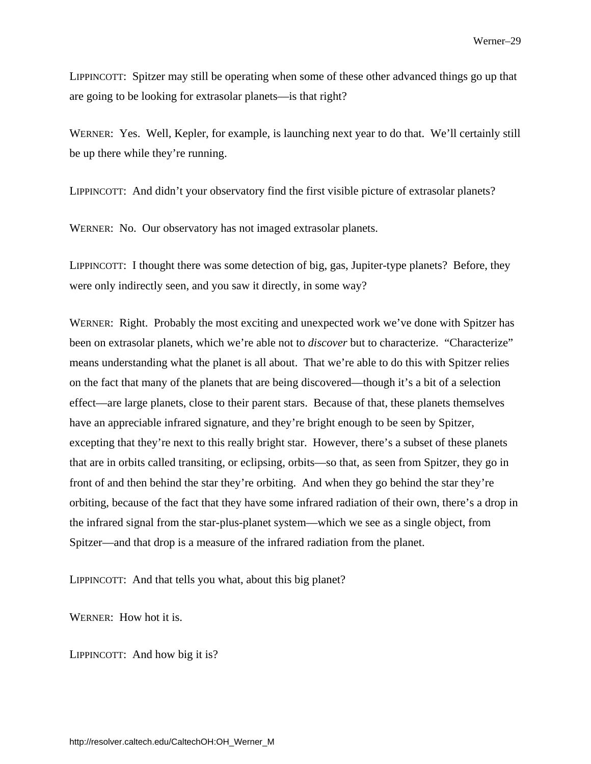LIPPINCOTT: Spitzer may still be operating when some of these other advanced things go up that are going to be looking for extrasolar planets—is that right?

WERNER: Yes. Well, Kepler, for example, is launching next year to do that. We'll certainly still be up there while they're running.

LIPPINCOTT: And didn't your observatory find the first visible picture of extrasolar planets?

WERNER: No. Our observatory has not imaged extrasolar planets.

LIPPINCOTT: I thought there was some detection of big, gas, Jupiter-type planets? Before, they were only indirectly seen, and you saw it directly, in some way?

WERNER: Right. Probably the most exciting and unexpected work we've done with Spitzer has been on extrasolar planets, which we're able not to *discover* but to characterize. "Characterize" means understanding what the planet is all about. That we're able to do this with Spitzer relies on the fact that many of the planets that are being discovered—though it's a bit of a selection effect—are large planets, close to their parent stars. Because of that, these planets themselves have an appreciable infrared signature, and they're bright enough to be seen by Spitzer, excepting that they're next to this really bright star. However, there's a subset of these planets that are in orbits called transiting, or eclipsing, orbits—so that, as seen from Spitzer, they go in front of and then behind the star they're orbiting. And when they go behind the star they're orbiting, because of the fact that they have some infrared radiation of their own, there's a drop in the infrared signal from the star-plus-planet system—which we see as a single object, from Spitzer—and that drop is a measure of the infrared radiation from the planet.

LIPPINCOTT: And that tells you what, about this big planet?

WERNER: How hot it is.

LIPPINCOTT: And how big it is?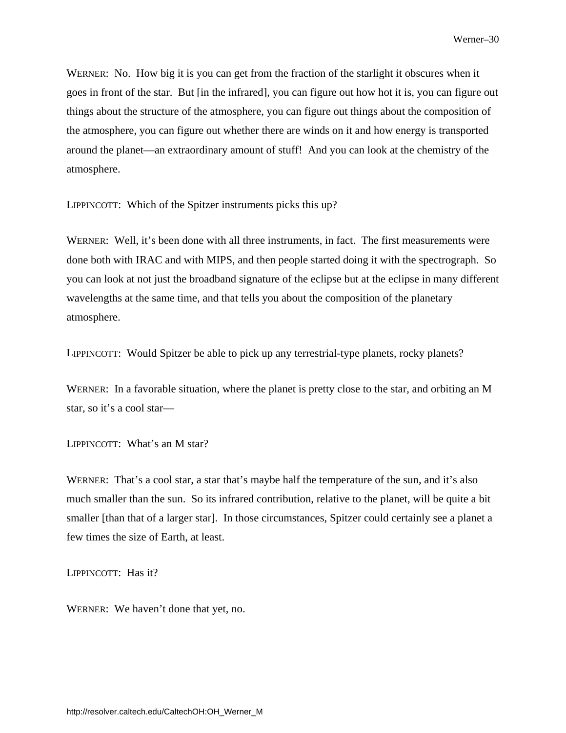WERNER: No. How big it is you can get from the fraction of the starlight it obscures when it goes in front of the star. But [in the infrared], you can figure out how hot it is, you can figure out things about the structure of the atmosphere, you can figure out things about the composition of the atmosphere, you can figure out whether there are winds on it and how energy is transported around the planet—an extraordinary amount of stuff! And you can look at the chemistry of the atmosphere.

LIPPINCOTT: Which of the Spitzer instruments picks this up?

WERNER: Well, it's been done with all three instruments, in fact. The first measurements were done both with IRAC and with MIPS, and then people started doing it with the spectrograph. So you can look at not just the broadband signature of the eclipse but at the eclipse in many different wavelengths at the same time, and that tells you about the composition of the planetary atmosphere.

LIPPINCOTT: Would Spitzer be able to pick up any terrestrial-type planets, rocky planets?

WERNER: In a favorable situation, where the planet is pretty close to the star, and orbiting an M star, so it's a cool star—

LIPPINCOTT: What's an M star?

WERNER: That's a cool star, a star that's maybe half the temperature of the sun, and it's also much smaller than the sun. So its infrared contribution, relative to the planet, will be quite a bit smaller [than that of a larger star]. In those circumstances, Spitzer could certainly see a planet a few times the size of Earth, at least.

LIPPINCOTT: Has it?

WERNER: We haven't done that yet, no.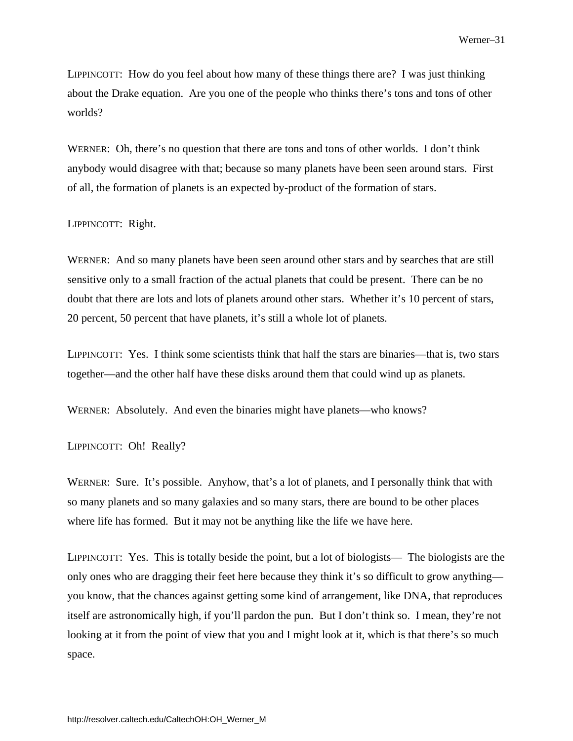LIPPINCOTT: How do you feel about how many of these things there are? I was just thinking about the Drake equation. Are you one of the people who thinks there's tons and tons of other worlds?

WERNER: Oh, there's no question that there are tons and tons of other worlds. I don't think anybody would disagree with that; because so many planets have been seen around stars. First of all, the formation of planets is an expected by-product of the formation of stars.

LIPPINCOTT: Right.

WERNER: And so many planets have been seen around other stars and by searches that are still sensitive only to a small fraction of the actual planets that could be present. There can be no doubt that there are lots and lots of planets around other stars. Whether it's 10 percent of stars, 20 percent, 50 percent that have planets, it's still a whole lot of planets.

LIPPINCOTT: Yes. I think some scientists think that half the stars are binaries—that is, two stars together—and the other half have these disks around them that could wind up as planets.

WERNER: Absolutely. And even the binaries might have planets—who knows?

LIPPINCOTT: Oh! Really?

WERNER: Sure. It's possible. Anyhow, that's a lot of planets, and I personally think that with so many planets and so many galaxies and so many stars, there are bound to be other places where life has formed. But it may not be anything like the life we have here.

LIPPINCOTT: Yes. This is totally beside the point, but a lot of biologists— The biologists are the only ones who are dragging their feet here because they think it's so difficult to grow anything—you know, that the chances against getting some kind of arrangement, like DNA, that reproduces itself are astronomically high, if you'll pardon the pun. But I don't think so. I mean, they're not looking at it from the point of view that you and I might look at it, which is that there's so much space.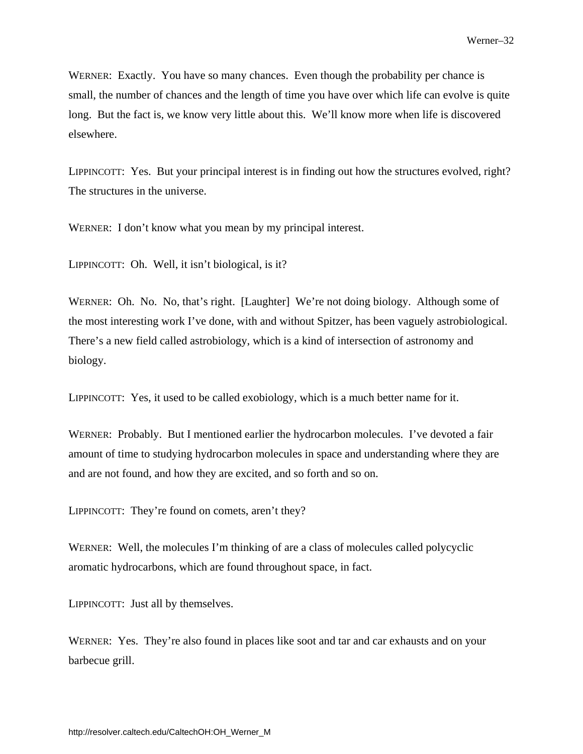WERNER: Exactly. You have so many chances. Even though the probability per chance is small, the number of chances and the length of time you have over which life can evolve is quite long. But the fact is, we know very little about this. We'll know more when life is discovered elsewhere.

LIPPINCOTT: Yes. But your principal interest is in finding out how the structures evolved, right? The structures in the universe.

WERNER: I don't know what you mean by my principal interest.

LIPPINCOTT: Oh. Well, it isn't biological, is it?

WERNER: Oh. No. No, that's right. [Laughter] We're not doing biology. Although some of the most interesting work I've done, with and without Spitzer, has been vaguely astrobiological. There's a new field called astrobiology, which is a kind of intersection of astronomy and biology.

LIPPINCOTT: Yes, it used to be called exobiology, which is a much better name for it.

WERNER: Probably. But I mentioned earlier the hydrocarbon molecules. I've devoted a fair amount of time to studying hydrocarbon molecules in space and understanding where they are and are not found, and how they are excited, and so forth and so on.

LIPPINCOTT: They're found on comets, aren't they?

WERNER: Well, the molecules I'm thinking of are a class of molecules called polycyclic aromatic hydrocarbons, which are found throughout space, in fact.

LIPPINCOTT: Just all by themselves.

WERNER: Yes. They're also found in places like soot and tar and car exhausts and on your barbecue grill.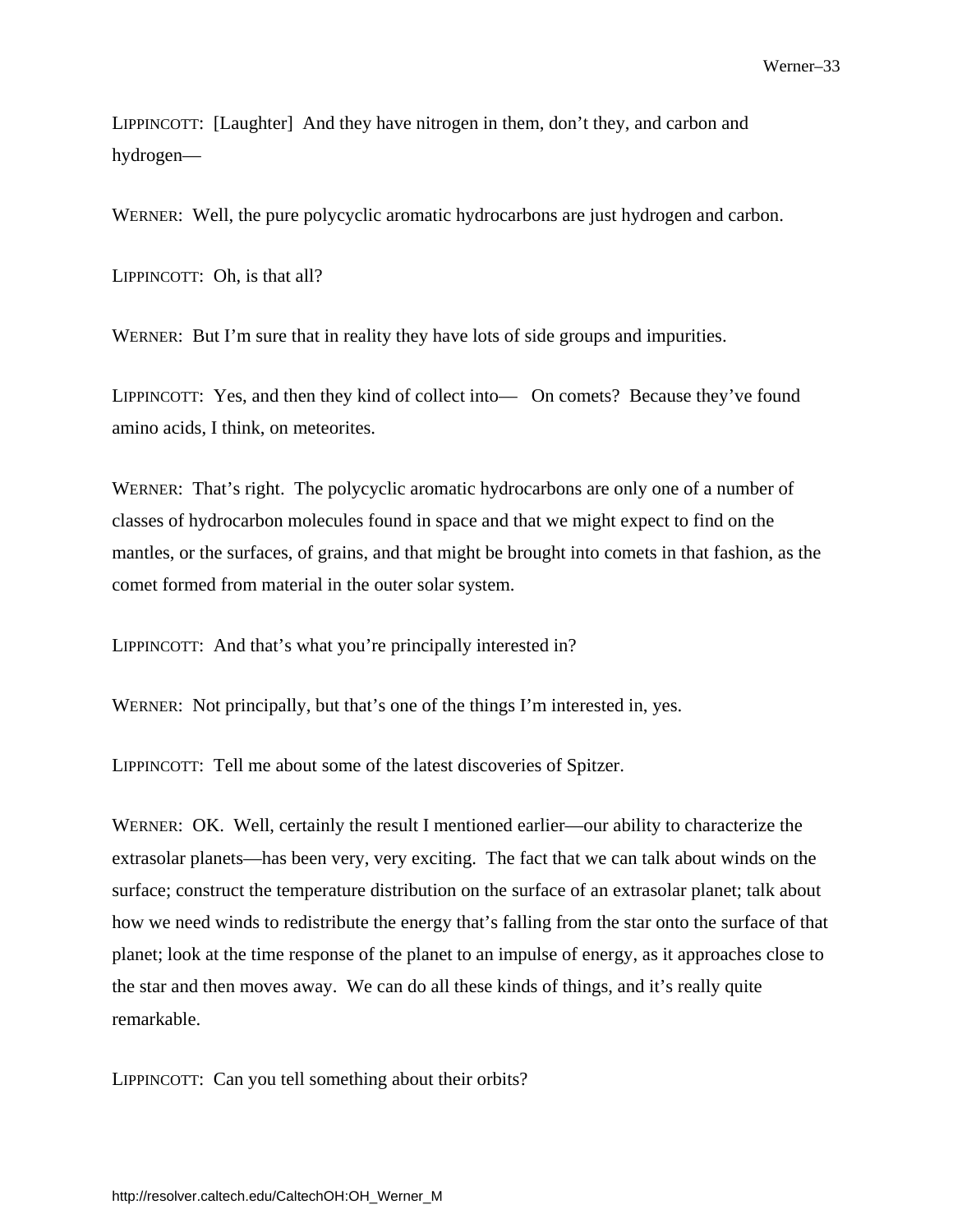LIPPINCOTT: [Laughter] And they have nitrogen in them, don't they, and carbon and hydrogen—

WERNER: Well, the pure polycyclic aromatic hydrocarbons are just hydrogen and carbon.

LIPPINCOTT: Oh, is that all?

WERNER: But I'm sure that in reality they have lots of side groups and impurities.

LIPPINCOTT: Yes, and then they kind of collect into— On comets? Because they've found amino acids, I think, on meteorites.

WERNER: That's right. The polycyclic aromatic hydrocarbons are only one of a number of classes of hydrocarbon molecules found in space and that we might expect to find on the mantles, or the surfaces, of grains, and that might be brought into comets in that fashion, as the comet formed from material in the outer solar system.

LIPPINCOTT: And that's what you're principally interested in?

WERNER: Not principally, but that's one of the things I'm interested in, yes.

LIPPINCOTT: Tell me about some of the latest discoveries of Spitzer.

WERNER: OK. Well, certainly the result I mentioned earlier—our ability to characterize the extrasolar planets—has been very, very exciting. The fact that we can talk about winds on the surface; construct the temperature distribution on the surface of an extrasolar planet; talk about how we need winds to redistribute the energy that's falling from the star onto the surface of that planet; look at the time response of the planet to an impulse of energy, as it approaches close to the star and then moves away. We can do all these kinds of things, and it's really quite remarkable.

LIPPINCOTT: Can you tell something about their orbits?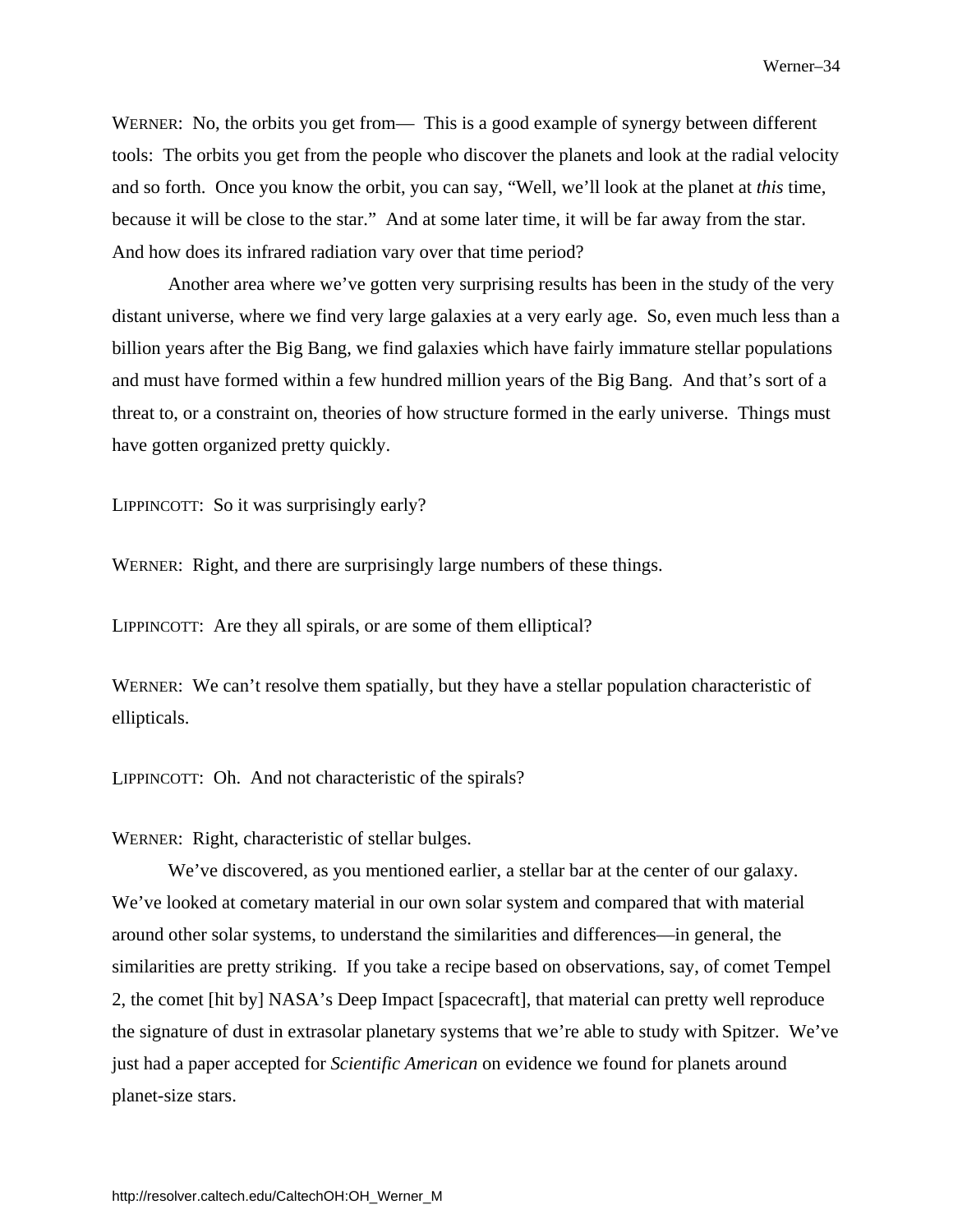WERNER: No, the orbits you get from— This is a good example of synergy between different tools: The orbits you get from the people who discover the planets and look at the radial velocity and so forth. Once you know the orbit, you can say, "Well, we'll look at the planet at *this* time, because it will be close to the star." And at some later time, it will be far away from the star. And how does its infrared radiation vary over that time period?

Another area where we've gotten very surprising results has been in the study of the very distant universe, where we find very large galaxies at a very early age. So, even much less than a billion years after the Big Bang, we find galaxies which have fairly immature stellar populations and must have formed within a few hundred million years of the Big Bang. And that's sort of a threat to, or a constraint on, theories of how structure formed in the early universe. Things must have gotten organized pretty quickly.

LIPPINCOTT: So it was surprisingly early?

WERNER: Right, and there are surprisingly large numbers of these things.

LIPPINCOTT: Are they all spirals, or are some of them elliptical?

WERNER: We can't resolve them spatially, but they have a stellar population characteristic of ellipticals.

LIPPINCOTT: Oh. And not characteristic of the spirals?

WERNER: Right, characteristic of stellar bulges.

We've discovered, as you mentioned earlier, a stellar bar at the center of our galaxy. We've looked at cometary material in our own solar system and compared that with material around other solar systems, to understand the similarities and differences—in general, the similarities are pretty striking. If you take a recipe based on observations, say, of comet Tempel 2, the comet [hit by] NASA's Deep Impact [spacecraft], that material can pretty well reproduce the signature of dust in extrasolar planetary systems that we're able to study with Spitzer. We've just had a paper accepted for *Scientific American* on evidence we found for planets around planet-size stars.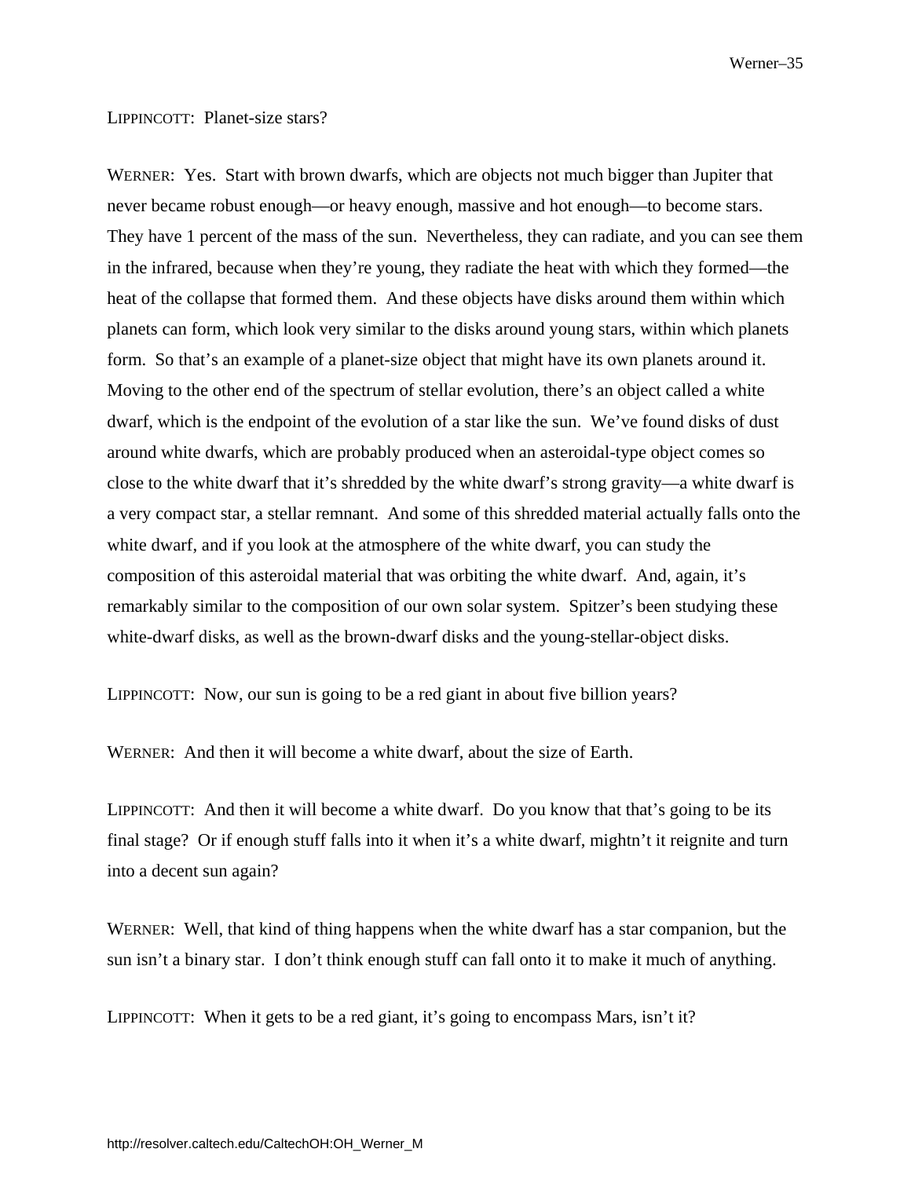LIPPINCOTT: Planet-size stars?

WERNER: Yes. Start with brown dwarfs, which are objects not much bigger than Jupiter that never became robust enough—or heavy enough, massive and hot enough—to become stars. They have 1 percent of the mass of the sun. Nevertheless, they can radiate, and you can see them in the infrared, because when they're young, they radiate the heat with which they formed—the heat of the collapse that formed them. And these objects have disks around them within which planets can form, which look very similar to the disks around young stars, within which planets form. So that's an example of a planet-size object that might have its own planets around it. Moving to the other end of the spectrum of stellar evolution, there's an object called a white dwarf, which is the endpoint of the evolution of a star like the sun. We've found disks of dust around white dwarfs, which are probably produced when an asteroidal-type object comes so close to the white dwarf that it's shredded by the white dwarf's strong gravity—a white dwarf is a very compact star, a stellar remnant. And some of this shredded material actually falls onto the white dwarf, and if you look at the atmosphere of the white dwarf, you can study the composition of this asteroidal material that was orbiting the white dwarf. And, again, it's remarkably similar to the composition of our own solar system. Spitzer's been studying these white-dwarf disks, as well as the brown-dwarf disks and the young-stellar-object disks.

LIPPINCOTT: Now, our sun is going to be a red giant in about five billion years?

WERNER: And then it will become a white dwarf, about the size of Earth.

LIPPINCOTT: And then it will become a white dwarf. Do you know that that's going to be its final stage? Or if enough stuff falls into it when it's a white dwarf, mightn't it reignite and turn into a decent sun again?

WERNER: Well, that kind of thing happens when the white dwarf has a star companion, but the sun isn't a binary star. I don't think enough stuff can fall onto it to make it much of anything.

LIPPINCOTT: When it gets to be a red giant, it's going to encompass Mars, isn't it?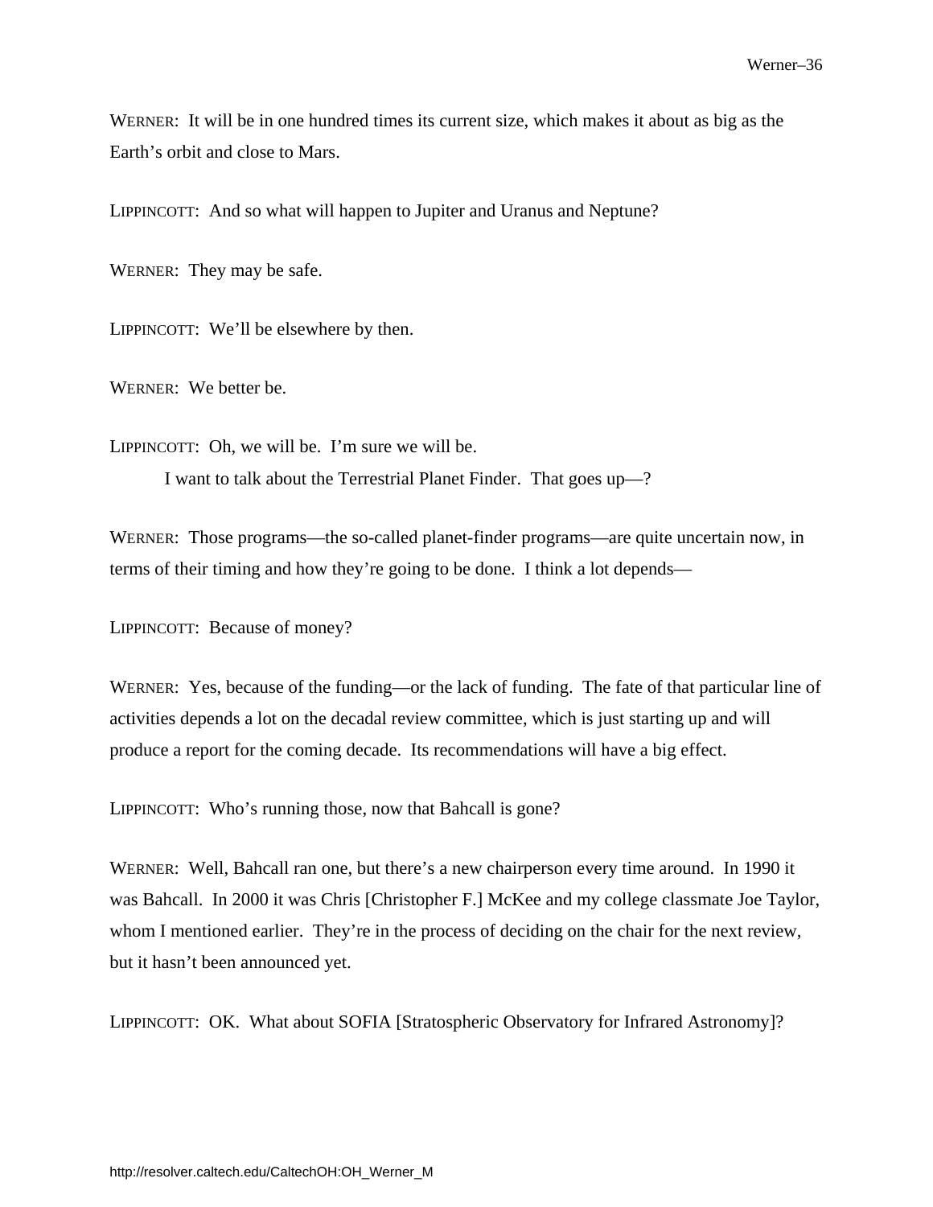WERNER: It will be in one hundred times its current size, which makes it about as big as the Earth's orbit and close to Mars.

LIPPINCOTT: And so what will happen to Jupiter and Uranus and Neptune?

WERNER: They may be safe.

LIPPINCOTT: We'll be elsewhere by then.

WERNER: We better be.

LIPPINCOTT: Oh, we will be. I'm sure we will be.

I want to talk about the Terrestrial Planet Finder. That goes up—?

WERNER: Those programs—the so-called planet-finder programs—are quite uncertain now, in terms of their timing and how they're going to be done. I think a lot depends—

LIPPINCOTT: Because of money?

WERNER: Yes, because of the funding—or the lack of funding. The fate of that particular line of activities depends a lot on the decadal review committee, which is just starting up and will produce a report for the coming decade. Its recommendations will have a big effect.

LIPPINCOTT: Who's running those, now that Bahcall is gone?

WERNER: Well, Bahcall ran one, but there's a new chairperson every time around. In 1990 it was Bahcall. In 2000 it was Chris [Christopher F.] McKee and my college classmate Joe Taylor, whom I mentioned earlier. They're in the process of deciding on the chair for the next review, but it hasn't been announced yet.

LIPPINCOTT: OK. What about SOFIA [Stratospheric Observatory for Infrared Astronomy]?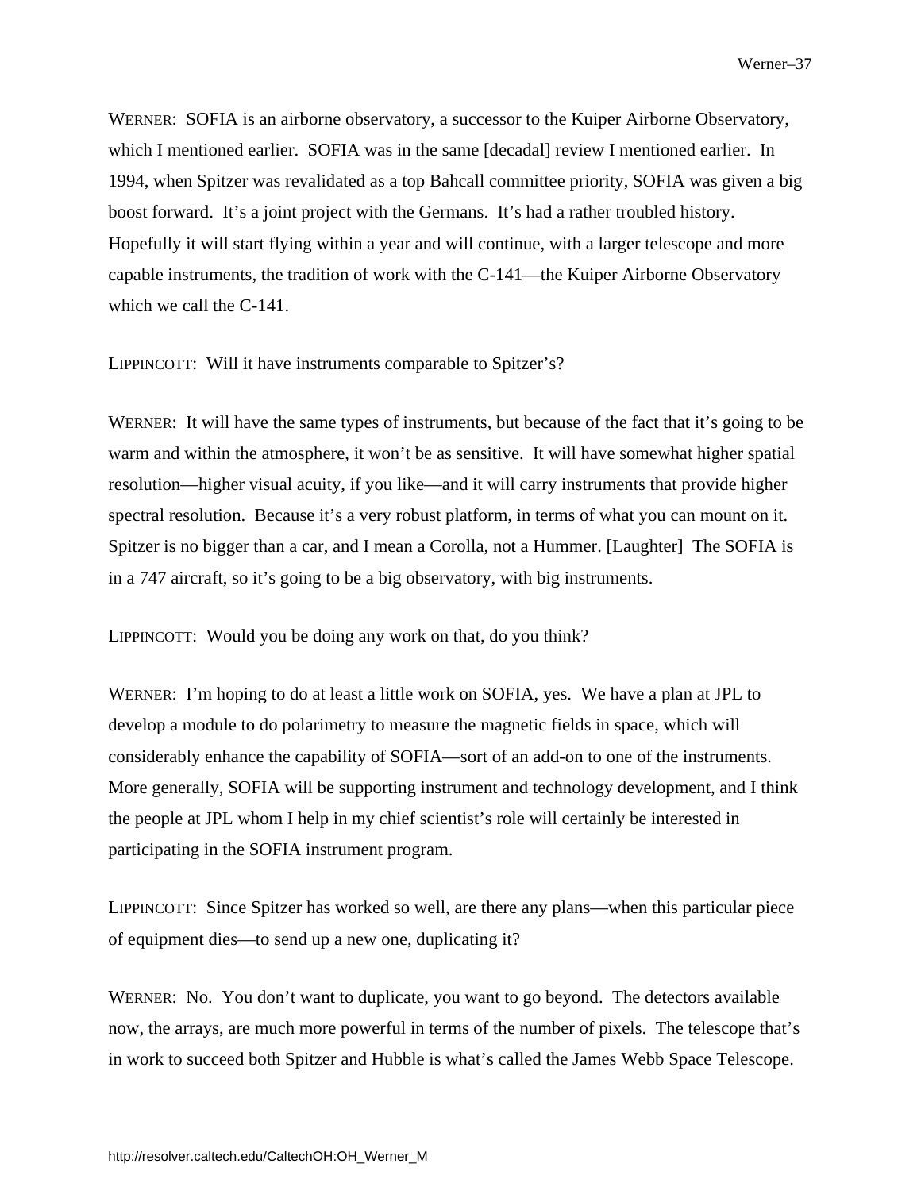WERNER: SOFIA is an airborne observatory, a successor to the Kuiper Airborne Observatory, which I mentioned earlier. SOFIA was in the same [decadal] review I mentioned earlier. In 1994, when Spitzer was revalidated as a top Bahcall committee priority, SOFIA was given a big boost forward. It's a joint project with the Germans. It's had a rather troubled history. Hopefully it will start flying within a year and will continue, with a larger telescope and more capable instruments, the tradition of work with the C-141—the Kuiper Airborne Observatory which we call the C-141.

LIPPINCOTT: Will it have instruments comparable to Spitzer's?

WERNER: It will have the same types of instruments, but because of the fact that it's going to be warm and within the atmosphere, it won't be as sensitive. It will have somewhat higher spatial resolution—higher visual acuity, if you like—and it will carry instruments that provide higher spectral resolution. Because it's a very robust platform, in terms of what you can mount on it. Spitzer is no bigger than a car, and I mean a Corolla, not a Hummer. [Laughter] The SOFIA is in a 747 aircraft, so it's going to be a big observatory, with big instruments.

LIPPINCOTT: Would you be doing any work on that, do you think?

WERNER: I'm hoping to do at least a little work on SOFIA, yes. We have a plan at JPL to develop a module to do polarimetry to measure the magnetic fields in space, which will considerably enhance the capability of SOFIA—sort of an add-on to one of the instruments. More generally, SOFIA will be supporting instrument and technology development, and I think the people at JPL whom I help in my chief scientist's role will certainly be interested in participating in the SOFIA instrument program.

LIPPINCOTT: Since Spitzer has worked so well, are there any plans—when this particular piece of equipment dies—to send up a new one, duplicating it?

WERNER: No. You don't want to duplicate, you want to go beyond. The detectors available now, the arrays, are much more powerful in terms of the number of pixels. The telescope that's in work to succeed both Spitzer and Hubble is what's called the James Webb Space Telescope.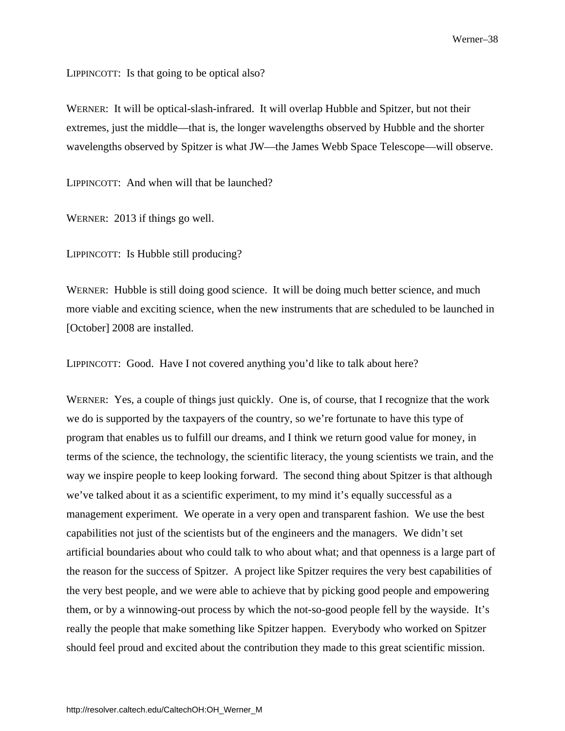LIPPINCOTT: Is that going to be optical also?

WERNER: It will be optical-slash-infrared. It will overlap Hubble and Spitzer, but not their extremes, just the middle—that is, the longer wavelengths observed by Hubble and the shorter wavelengths observed by Spitzer is what JW—the James Webb Space Telescope—will observe.

LIPPINCOTT: And when will that be launched?

WERNER: 2013 if things go well.

LIPPINCOTT: Is Hubble still producing?

WERNER: Hubble is still doing good science. It will be doing much better science, and much more viable and exciting science, when the new instruments that are scheduled to be launched in [October] 2008 are installed.

LIPPINCOTT: Good. Have I not covered anything you'd like to talk about here?

WERNER: Yes, a couple of things just quickly. One is, of course, that I recognize that the work we do is supported by the taxpayers of the country, so we're fortunate to have this type of program that enables us to fulfill our dreams, and I think we return good value for money, in terms of the science, the technology, the scientific literacy, the young scientists we train, and the way we inspire people to keep looking forward. The second thing about Spitzer is that although we've talked about it as a scientific experiment, to my mind it's equally successful as a management experiment. We operate in a very open and transparent fashion. We use the best capabilities not just of the scientists but of the engineers and the managers. We didn't set artificial boundaries about who could talk to who about what; and that openness is a large part of the reason for the success of Spitzer. A project like Spitzer requires the very best capabilities of the very best people, and we were able to achieve that by picking good people and empowering them, or by a winnowing-out process by which the not-so-good people fell by the wayside. It's really the people that make something like Spitzer happen. Everybody who worked on Spitzer should feel proud and excited about the contribution they made to this great scientific mission.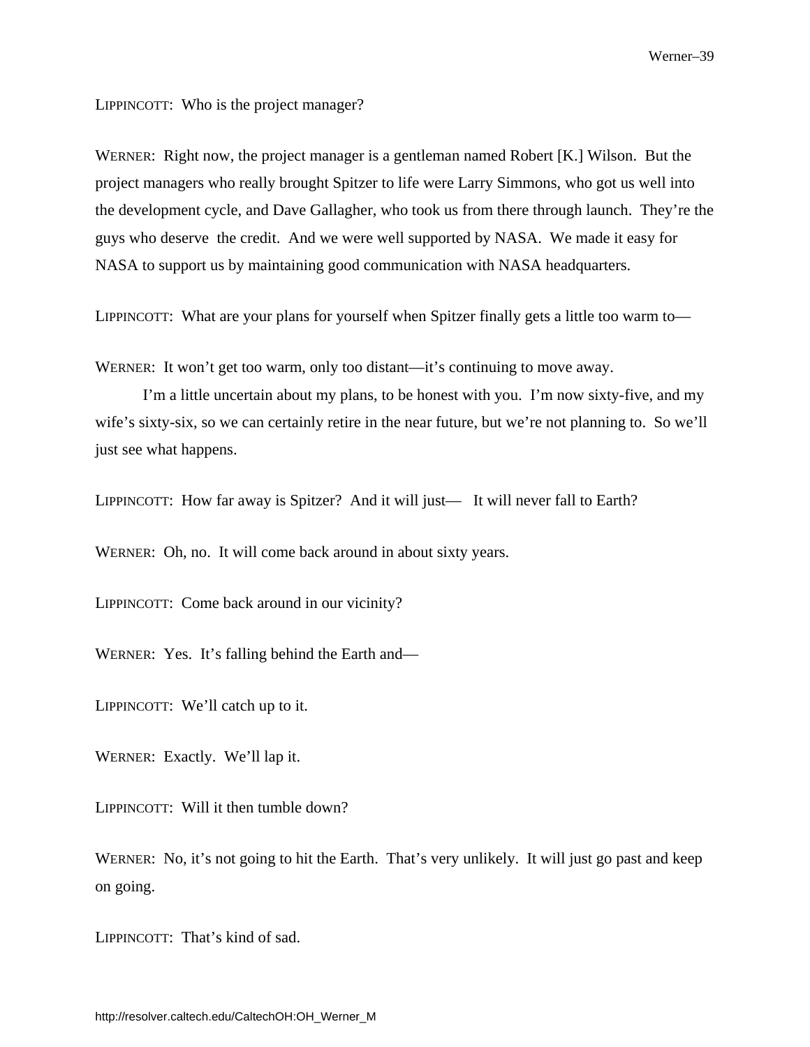LIPPINCOTT: Who is the project manager?

WERNER: Right now, the project manager is a gentleman named Robert [K.] Wilson. But the project managers who really brought Spitzer to life were Larry Simmons, who got us well into the development cycle, and Dave Gallagher, who took us from there through launch. They're the guys who deserve the credit. And we were well supported by NASA. We made it easy for NASA to support us by maintaining good communication with NASA headquarters.

LIPPINCOTT: What are your plans for yourself when Spitzer finally gets a little too warm to—

WERNER: It won't get too warm, only too distant—it's continuing to move away.

I'm a little uncertain about my plans, to be honest with you. I'm now sixty-five, and my wife's sixty-six, so we can certainly retire in the near future, but we're not planning to. So we'll just see what happens.

LIPPINCOTT: How far away is Spitzer? And it will just— It will never fall to Earth?

WERNER: Oh, no. It will come back around in about sixty years.

LIPPINCOTT: Come back around in our vicinity?

WERNER: Yes. It's falling behind the Earth and—

LIPPINCOTT: We'll catch up to it.

WERNER: Exactly. We'll lap it.

LIPPINCOTT: Will it then tumble down?

WERNER: No, it's not going to hit the Earth. That's very unlikely. It will just go past and keep on going.

LIPPINCOTT: That's kind of sad.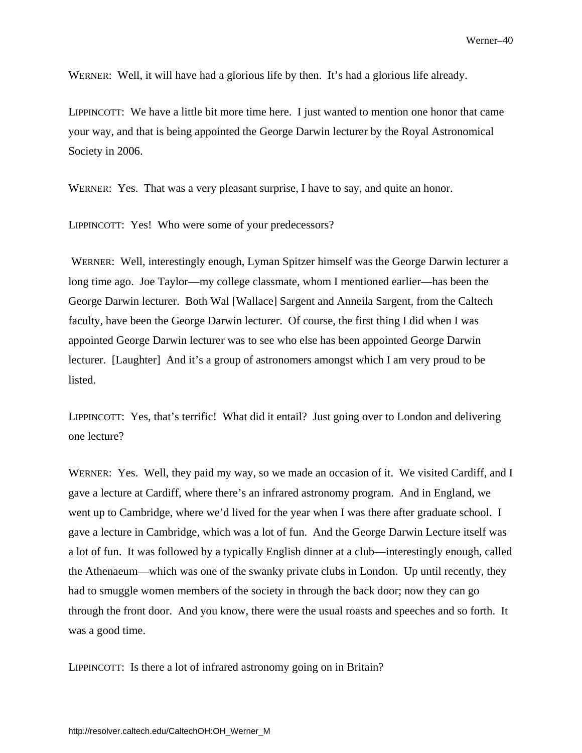WERNER: Well, it will have had a glorious life by then. It's had a glorious life already.

LIPPINCOTT: We have a little bit more time here. I just wanted to mention one honor that came your way, and that is being appointed the George Darwin lecturer by the Royal Astronomical Society in 2006.

WERNER: Yes. That was a very pleasant surprise, I have to say, and quite an honor.

LIPPINCOTT: Yes! Who were some of your predecessors?

WERNER: Well, interestingly enough, Lyman Spitzer himself was the George Darwin lecturer a long time ago. Joe Taylor—my college classmate, whom I mentioned earlier—has been the George Darwin lecturer. Both Wal [Wallace] Sargent and Anneila Sargent, from the Caltech faculty, have been the George Darwin lecturer. Of course, the first thing I did when I was appointed George Darwin lecturer was to see who else has been appointed George Darwin lecturer. [Laughter] And it's a group of astronomers amongst which I am very proud to be listed.

LIPPINCOTT: Yes, that's terrific! What did it entail? Just going over to London and delivering one lecture?

WERNER: Yes. Well, they paid my way, so we made an occasion of it. We visited Cardiff, and I gave a lecture at Cardiff, where there's an infrared astronomy program. And in England, we went up to Cambridge, where we'd lived for the year when I was there after graduate school. I gave a lecture in Cambridge, which was a lot of fun. And the George Darwin Lecture itself was a lot of fun. It was followed by a typically English dinner at a club—interestingly enough, called the Athenaeum—which was one of the swanky private clubs in London. Up until recently, they had to smuggle women members of the society in through the back door; now they can go through the front door. And you know, there were the usual roasts and speeches and so forth. It was a good time.

LIPPINCOTT: Is there a lot of infrared astronomy going on in Britain?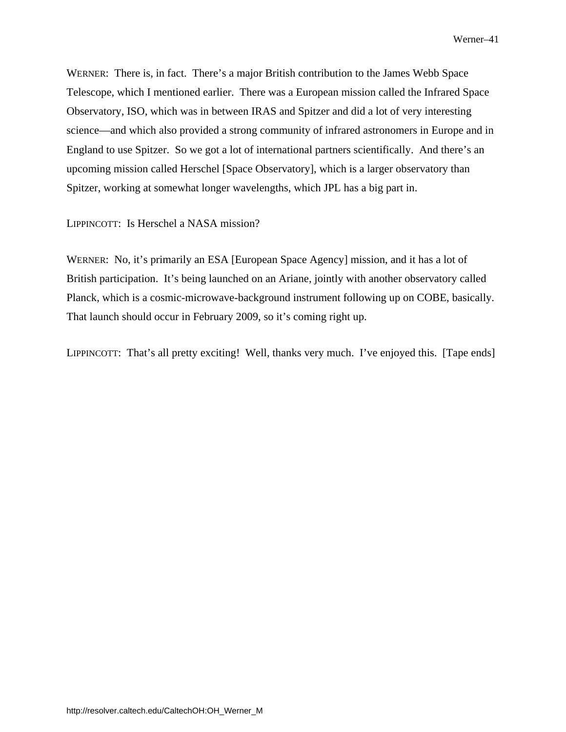WERNER: There is, in fact. There's a major British contribution to the James Webb Space Telescope, which I mentioned earlier. There was a European mission called the Infrared Space Observatory, ISO, which was in between IRAS and Spitzer and did a lot of very interesting science—and which also provided a strong community of infrared astronomers in Europe and in England to use Spitzer. So we got a lot of international partners scientifically. And there's an upcoming mission called Herschel [Space Observatory], which is a larger observatory than Spitzer, working at somewhat longer wavelengths, which JPL has a big part in.

LIPPINCOTT: Is Herschel a NASA mission?

WERNER: No, it's primarily an ESA [European Space Agency] mission, and it has a lot of British participation. It's being launched on an Ariane, jointly with another observatory called Planck, which is a cosmic-microwave-background instrument following up on COBE, basically. That launch should occur in February 2009, so it's coming right up.

LIPPINCOTT: That's all pretty exciting! Well, thanks very much. I've enjoyed this. [Tape ends]